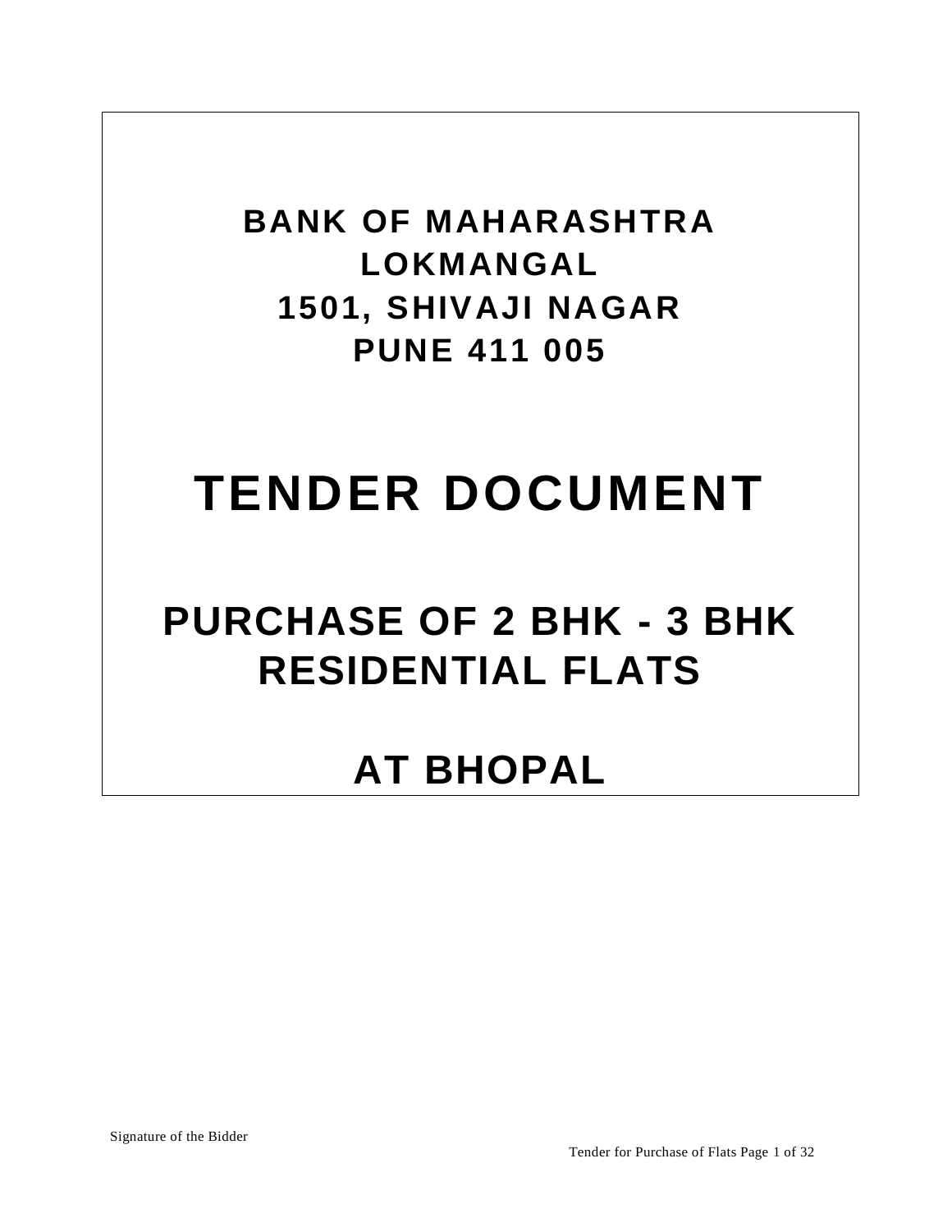**BANK OF MAHARASHTRA**
**LOKMANGAL**
**1501, SHIVAJI NAGAR**
**PUNE 411 005**

# TENDER DOCUMENT

## PURCHASE OF 2 BHK - 3 BHK RESIDENTIAL FLATS

## AT BHOPAL

Signature of the Bidder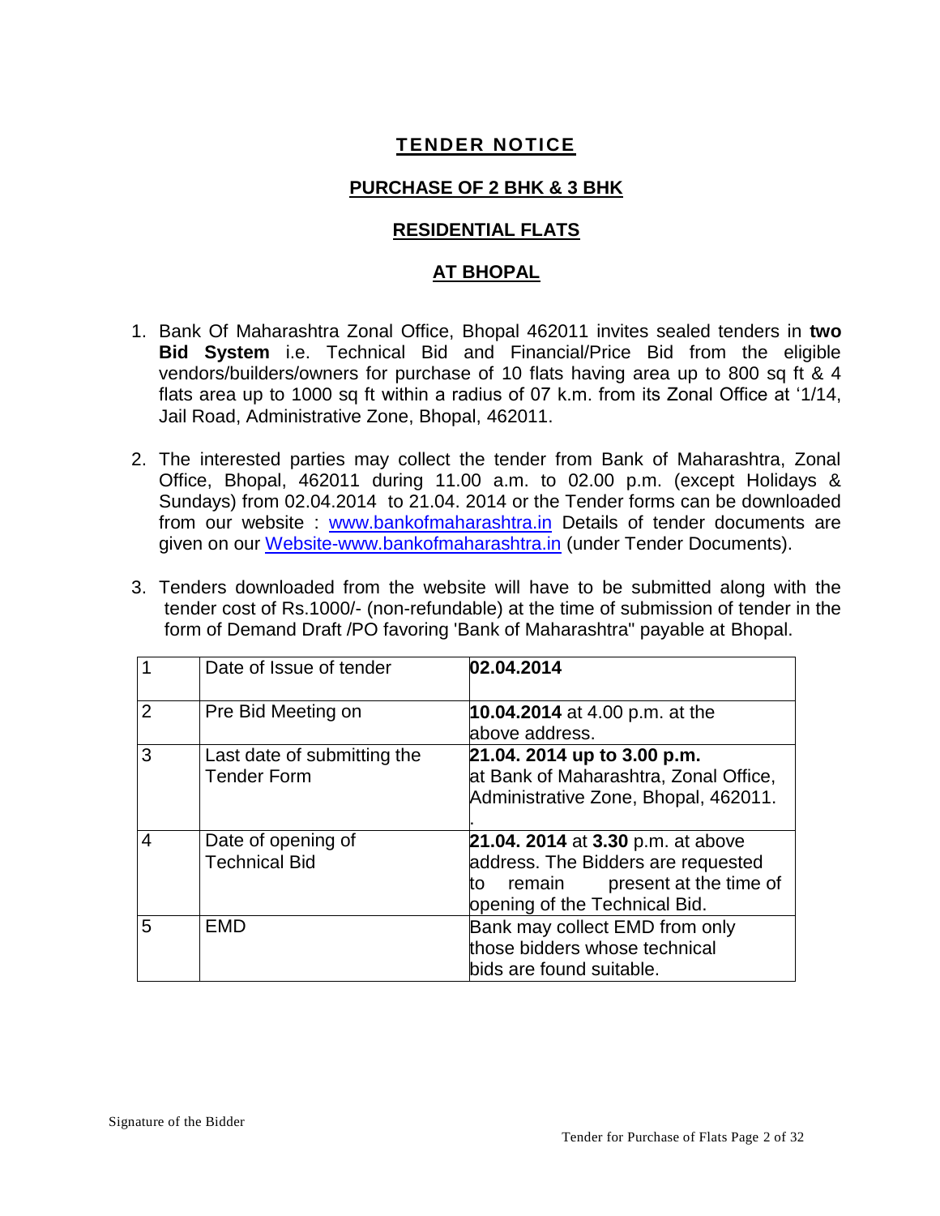# TENDER NOTICE

## PURCHASE OF 2 BHK & 3 BHK

## RESIDENTIAL FLATS

## AT BHOPAL

1. Bank Of Maharashtra Zonal Office, Bhopal 462011 invites sealed tenders in **two Bid System** i.e. Technical Bid and Financial/Price Bid from the eligible vendors/builders/owners for purchase of 10 flats having area up to 800 sq ft & 4 flats area up to 1000 sq ft within a radius of 07 k.m. from its Zonal Office at '1/14, Jail Road, Administrative Zone, Bhopal, 462011.

2. The interested parties may collect the tender from Bank of Maharashtra, Zonal Office, Bhopal, 462011 during 11.00 a.m. to 02.00 p.m. (except Holidays & Sundays) from 02.04.2014 to 21.04. 2014 or the Tender forms can be downloaded from our website : www.bankofmaharashtra.in Details of tender documents are given on our Website-www.bankofmaharashtra.in (under Tender Documents).

3. Tenders downloaded from the website will have to be submitted along with the tender cost of Rs.1000/- (non-refundable) at the time of submission of tender in the form of Demand Draft /PO favoring 'Bank of Maharashtra" payable at Bhopal.

| 1 | Date of Issue of tender | **02.04.2014** |
|---|---|---|
| 2 | Pre Bid Meeting on | **10.04.2014** at 4.00 p.m. at the above address. |
| 3 | Last date of submitting the Tender Form | **21.04. 2014 up to 3.00 p.m.** at Bank of Maharashtra, Zonal Office, Administrative Zone, Bhopal, 462011. |
| 4 | Date of opening of Technical Bid | **21.04. 2014** at **3.30** p.m. at above address. The Bidders are requested to remain present at the time of opening of the Technical Bid. |
| 5 | EMD | Bank may collect EMD from only those bidders whose technical bids are found suitable. |

Signature of the Bidder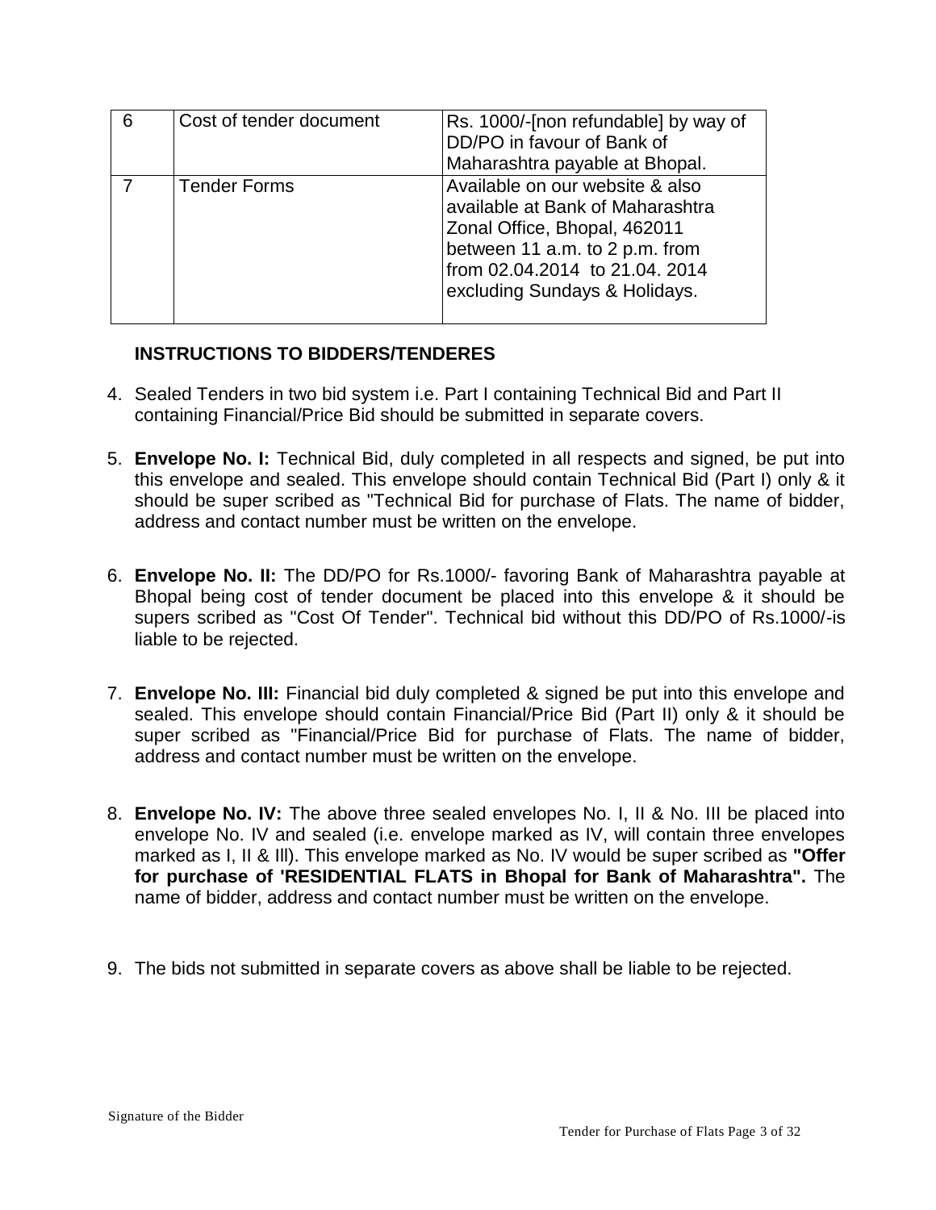| 6 | Cost of tender document | Rs. 1000/-[non refundable] by way of DD/PO in favour of Bank of Maharashtra payable at Bhopal. |
|---|---|---|
| 7 | Tender Forms | Available on our website & also available at Bank of Maharashtra Zonal Office, Bhopal, 462011 between 11 a.m. to 2 p.m. from from 02.04.2014 to 21.04. 2014 excluding Sundays & Holidays. |

**INSTRUCTIONS TO BIDDERS/TENDERES**

4. Sealed Tenders in two bid system i.e. Part I containing Technical Bid and Part II containing Financial/Price Bid should be submitted in separate covers.

5. **Envelope No. I:** Technical Bid, duly completed in all respects and signed, be put into this envelope and sealed. This envelope should contain Technical Bid (Part I) only & it should be super scribed as "Technical Bid for purchase of Flats. The name of bidder, address and contact number must be written on the envelope.

6. **Envelope No. II:** The DD/PO for Rs.1000/- favoring Bank of Maharashtra payable at Bhopal being cost of tender document be placed into this envelope & it should be supers scribed as "Cost Of Tender". Technical bid without this DD/PO of Rs.1000/-is liable to be rejected.

7. **Envelope No. III:** Financial bid duly completed & signed be put into this envelope and sealed. This envelope should contain Financial/Price Bid (Part II) only & it should be super scribed as "Financial/Price Bid for purchase of Flats. The name of bidder, address and contact number must be written on the envelope.

8. **Envelope No. IV:** The above three sealed envelopes No. I, II & No. III be placed into envelope No. IV and sealed (i.e. envelope marked as IV, will contain three envelopes marked as I, II & Ill). This envelope marked as No. IV would be super scribed as **"Offer for purchase of 'RESIDENTIAL FLATS in Bhopal for Bank of Maharashtra".** The name of bidder, address and contact number must be written on the envelope.

9. The bids not submitted in separate covers as above shall be liable to be rejected.

Signature of the Bidder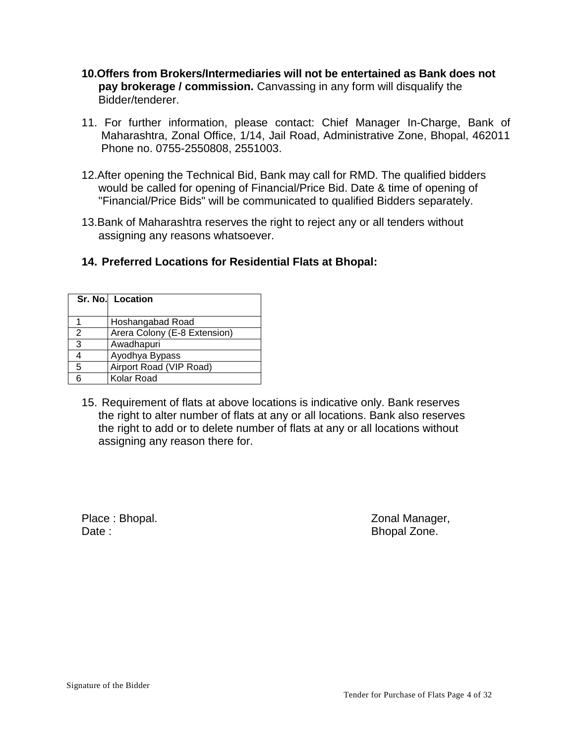10. **Offers from Brokers/Intermediaries will not be entertained as Bank does not pay brokerage / commission.** Canvassing in any form will disqualify the Bidder/tenderer.

11. For further information, please contact: Chief Manager In-Charge, Bank of Maharashtra, Zonal Office, 1/14, Jail Road, Administrative Zone, Bhopal, 462011 Phone no. 0755-2550808, 2551003.

12. After opening the Technical Bid, Bank may call for RMD. The qualified bidders would be called for opening of Financial/Price Bid. Date & time of opening of "Financial/Price Bids" will be communicated to qualified Bidders separately.

13. Bank of Maharashtra reserves the right to reject any or all tenders without assigning any reasons whatsoever.

**14. Preferred Locations for Residential Flats at Bhopal:**

| Sr. No. | Location |
|---|---|
| 1 | Hoshangabad Road |
| 2 | Arera Colony (E-8 Extension) |
| 3 | Awadhapuri |
| 4 | Ayodhya Bypass |
| 5 | Airport Road (VIP Road) |
| 6 | Kolar Road |

15. Requirement of flats at above locations is indicative only. Bank reserves the right to alter number of flats at any or all locations. Bank also reserves the right to add or to delete number of flats at any or all locations without assigning any reason there for.

Place : Bhopal.
Date :

Zonal Manager,
Bhopal Zone.

Signature of the Bidder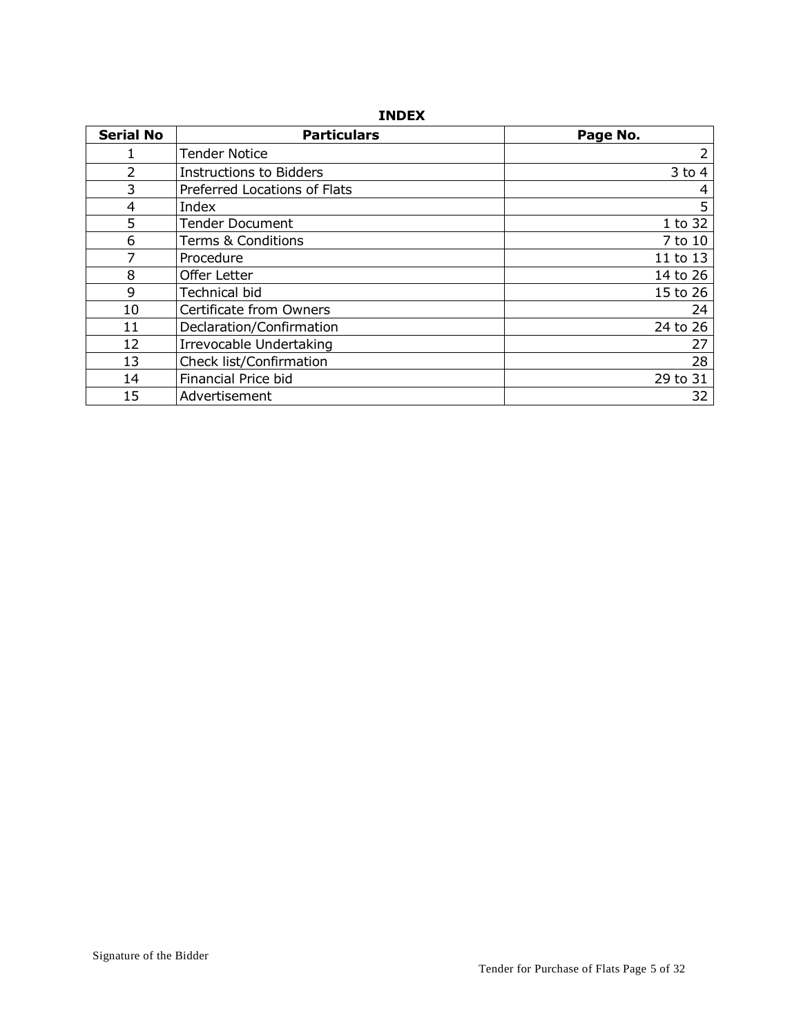**INDEX**

| Serial No | Particulars | Page No. |
|---|---|---|
| 1 | Tender Notice | 2 |
| 2 | Instructions to Bidders | 3 to 4 |
| 3 | Preferred Locations of Flats | 4 |
| 4 | Index | 5 |
| 5 | Tender Document | 1 to 32 |
| 6 | Terms & Conditions | 7 to 10 |
| 7 | Procedure | 11 to 13 |
| 8 | Offer Letter | 14 to 26 |
| 9 | Technical bid | 15 to 26 |
| 10 | Certificate from Owners | 24 |
| 11 | Declaration/Confirmation | 24 to 26 |
| 12 | Irrevocable Undertaking | 27 |
| 13 | Check list/Confirmation | 28 |
| 14 | Financial Price bid | 29 to 31 |
| 15 | Advertisement | 32 |

Signature of the Bidder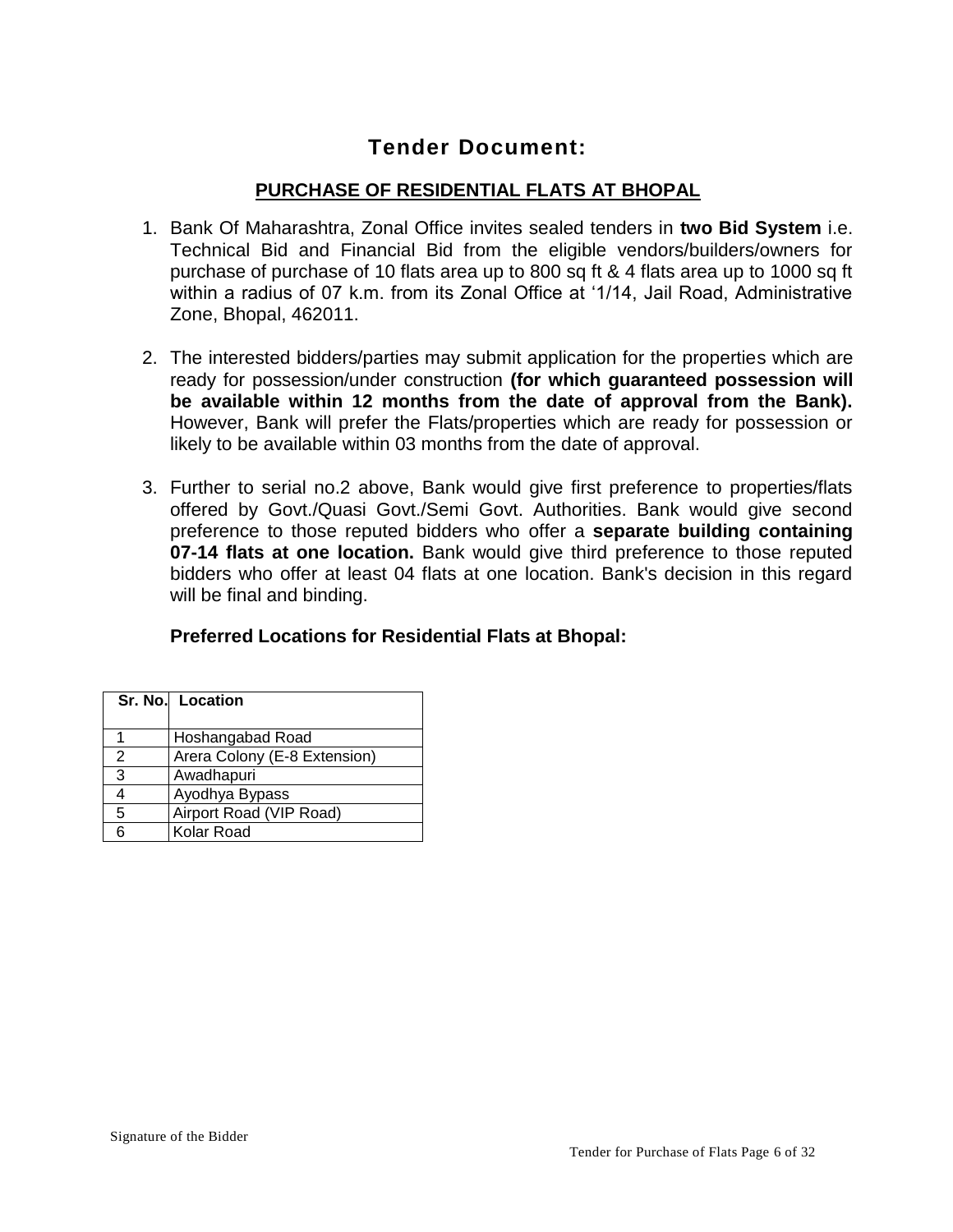# Tender Document:

## PURCHASE OF RESIDENTIAL FLATS AT BHOPAL

1. Bank Of Maharashtra, Zonal Office invites sealed tenders in **two Bid System** i.e. Technical Bid and Financial Bid from the eligible vendors/builders/owners for purchase of purchase of 10 flats area up to 800 sq ft & 4 flats area up to 1000 sq ft within a radius of 07 k.m. from its Zonal Office at '1/14, Jail Road, Administrative Zone, Bhopal, 462011.

2. The interested bidders/parties may submit application for the properties which are ready for possession/under construction **(for which guaranteed possession will be available within 12 months from the date of approval from the Bank).** However, Bank will prefer the Flats/properties which are ready for possession or likely to be available within 03 months from the date of approval.

3. Further to serial no.2 above, Bank would give first preference to properties/flats offered by Govt./Quasi Govt./Semi Govt. Authorities. Bank would give second preference to those reputed bidders who offer a **separate building containing 07-14 flats at one location.** Bank would give third preference to those reputed bidders who offer at least 04 flats at one location. Bank's decision in this regard will be final and binding.

**Preferred Locations for Residential Flats at Bhopal:**

| Sr. No. | Location |
|---|---|
| 1 | Hoshangabad Road |
| 2 | Arera Colony (E-8 Extension) |
| 3 | Awadhapuri |
| 4 | Ayodhya Bypass |
| 5 | Airport Road (VIP Road) |
| 6 | Kolar Road |

Signature of the Bidder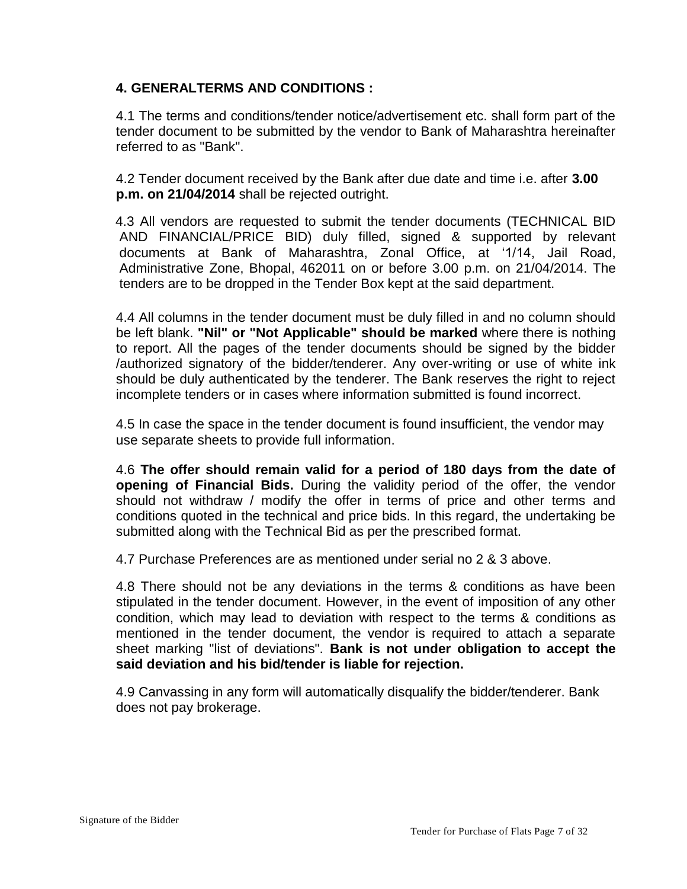## 4. GENERALTERMS AND CONDITIONS :

4.1 The terms and conditions/tender notice/advertisement etc. shall form part of the tender document to be submitted by the vendor to Bank of Maharashtra hereinafter referred to as "Bank".

4.2 Tender document received by the Bank after due date and time i.e. after **3.00 p.m. on 21/04/2014** shall be rejected outright.

4.3 All vendors are requested to submit the tender documents (TECHNICAL BID AND FINANCIAL/PRICE BID) duly filled, signed & supported by relevant documents at Bank of Maharashtra, Zonal Office, at '1/14, Jail Road, Administrative Zone, Bhopal, 462011 on or before 3.00 p.m. on 21/04/2014. The tenders are to be dropped in the Tender Box kept at the said department.

4.4 All columns in the tender document must be duly filled in and no column should be left blank. **"Nil" or "Not Applicable" should be marked** where there is nothing to report. All the pages of the tender documents should be signed by the bidder /authorized signatory of the bidder/tenderer. Any over-writing or use of white ink should be duly authenticated by the tenderer. The Bank reserves the right to reject incomplete tenders or in cases where information submitted is found incorrect.

4.5 In case the space in the tender document is found insufficient, the vendor may use separate sheets to provide full information.

4.6 **The offer should remain valid for a period of 180 days from the date of opening of Financial Bids.** During the validity period of the offer, the vendor should not withdraw / modify the offer in terms of price and other terms and conditions quoted in the technical and price bids. In this regard, the undertaking be submitted along with the Technical Bid as per the prescribed format.

4.7 Purchase Preferences are as mentioned under serial no 2 & 3 above.

4.8 There should not be any deviations in the terms & conditions as have been stipulated in the tender document. However, in the event of imposition of any other condition, which may lead to deviation with respect to the terms & conditions as mentioned in the tender document, the vendor is required to attach a separate sheet marking "list of deviations". **Bank is not under obligation to accept the said deviation and his bid/tender is liable for rejection.**

4.9 Canvassing in any form will automatically disqualify the bidder/tenderer. Bank does not pay brokerage.

Signature of the Bidder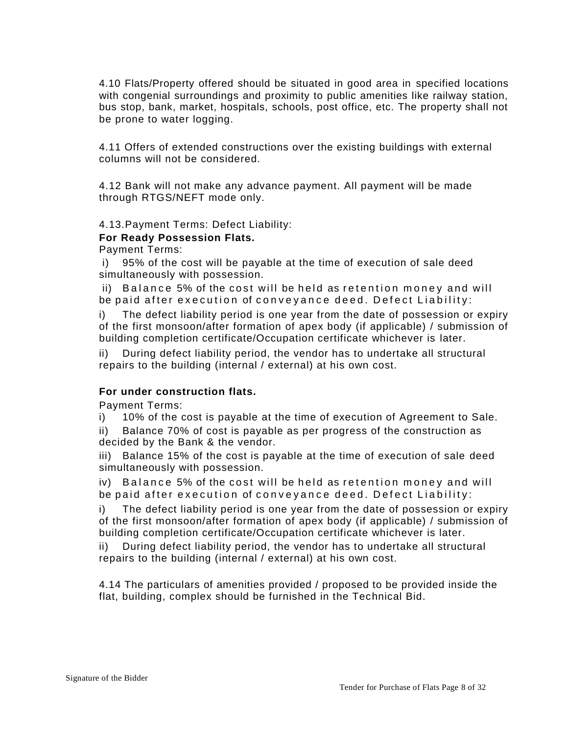4.10 Flats/Property offered should be situated in good area in specified locations with congenial surroundings and proximity to public amenities like railway station, bus stop, bank, market, hospitals, schools, post office, etc. The property shall not be prone to water logging.

4.11 Offers of extended constructions over the existing buildings with external columns will not be considered.

4.12 Bank will not make any advance payment. All payment will be made through RTGS/NEFT mode only.

4.13.Payment Terms: Defect Liability:

**For Ready Possession Flats.**

Payment Terms:

i) 95% of the cost will be payable at the time of execution of sale deed simultaneously with possession.

ii) Balance 5% of the cost will be held as retention money and will be paid after execution of conveyance deed. Defect Liability:

i) The defect liability period is one year from the date of possession or expiry of the first monsoon/after formation of apex body (if applicable) / submission of building completion certificate/Occupation certificate whichever is later.

ii) During defect liability period, the vendor has to undertake all structural repairs to the building (internal / external) at his own cost.

**For under construction flats.**

Payment Terms:

i) 10% of the cost is payable at the time of execution of Agreement to Sale.

ii) Balance 70% of cost is payable as per progress of the construction as decided by the Bank & the vendor.

iii) Balance 15% of the cost is payable at the time of execution of sale deed simultaneously with possession.

iv) Balance 5% of the cost will be held as retention money and will be paid after execution of conveyance deed. Defect Liability:

i) The defect liability period is one year from the date of possession or expiry of the first monsoon/after formation of apex body (if applicable) / submission of building completion certificate/Occupation certificate whichever is later.

ii) During defect liability period, the vendor has to undertake all structural repairs to the building (internal / external) at his own cost.

4.14 The particulars of amenities provided / proposed to be provided inside the flat, building, complex should be furnished in the Technical Bid.

Signature of the Bidder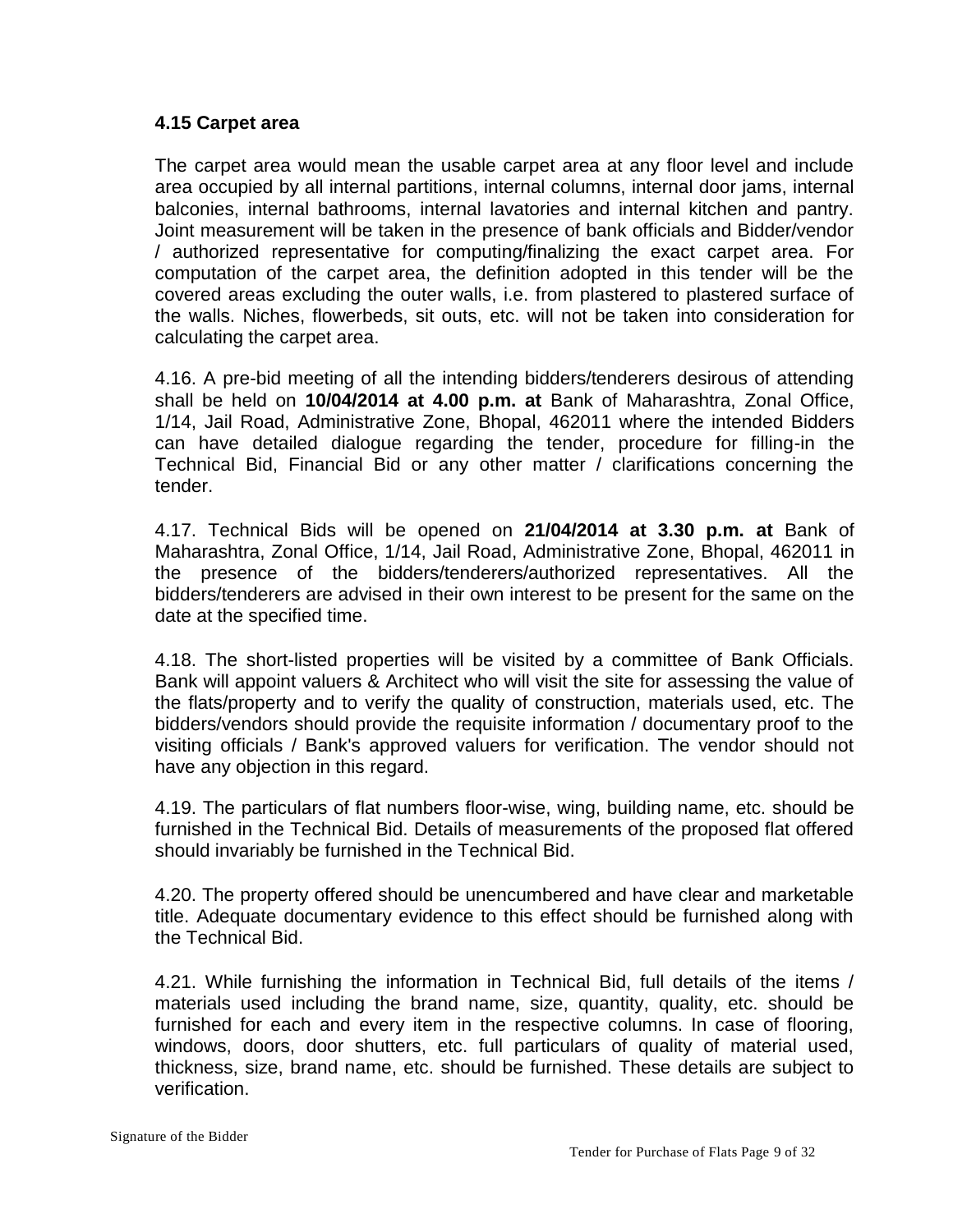### 4.15 Carpet area

The carpet area would mean the usable carpet area at any floor level and include area occupied by all internal partitions, internal columns, internal door jams, internal balconies, internal bathrooms, internal lavatories and internal kitchen and pantry. Joint measurement will be taken in the presence of bank officials and Bidder/vendor / authorized representative for computing/finalizing the exact carpet area. For computation of the carpet area, the definition adopted in this tender will be the covered areas excluding the outer walls, i.e. from plastered to plastered surface of the walls. Niches, flowerbeds, sit outs, etc. will not be taken into consideration for calculating the carpet area.

4.16. A pre-bid meeting of all the intending bidders/tenderers desirous of attending shall be held on **10/04/2014 at 4.00 p.m. at** Bank of Maharashtra, Zonal Office, 1/14, Jail Road, Administrative Zone, Bhopal, 462011 where the intended Bidders can have detailed dialogue regarding the tender, procedure for filling-in the Technical Bid, Financial Bid or any other matter / clarifications concerning the tender.

4.17. Technical Bids will be opened on **21/04/2014 at 3.30 p.m. at** Bank of Maharashtra, Zonal Office, 1/14, Jail Road, Administrative Zone, Bhopal, 462011 in the presence of the bidders/tenderers/authorized representatives. All the bidders/tenderers are advised in their own interest to be present for the same on the date at the specified time.

4.18. The short-listed properties will be visited by a committee of Bank Officials. Bank will appoint valuers & Architect who will visit the site for assessing the value of the flats/property and to verify the quality of construction, materials used, etc. The bidders/vendors should provide the requisite information / documentary proof to the visiting officials / Bank's approved valuers for verification. The vendor should not have any objection in this regard.

4.19. The particulars of flat numbers floor-wise, wing, building name, etc. should be furnished in the Technical Bid. Details of measurements of the proposed flat offered should invariably be furnished in the Technical Bid.

4.20. The property offered should be unencumbered and have clear and marketable title. Adequate documentary evidence to this effect should be furnished along with the Technical Bid.

4.21. While furnishing the information in Technical Bid, full details of the items / materials used including the brand name, size, quantity, quality, etc. should be furnished for each and every item in the respective columns. In case of flooring, windows, doors, door shutters, etc. full particulars of quality of material used, thickness, size, brand name, etc. should be furnished. These details are subject to verification.

Signature of the Bidder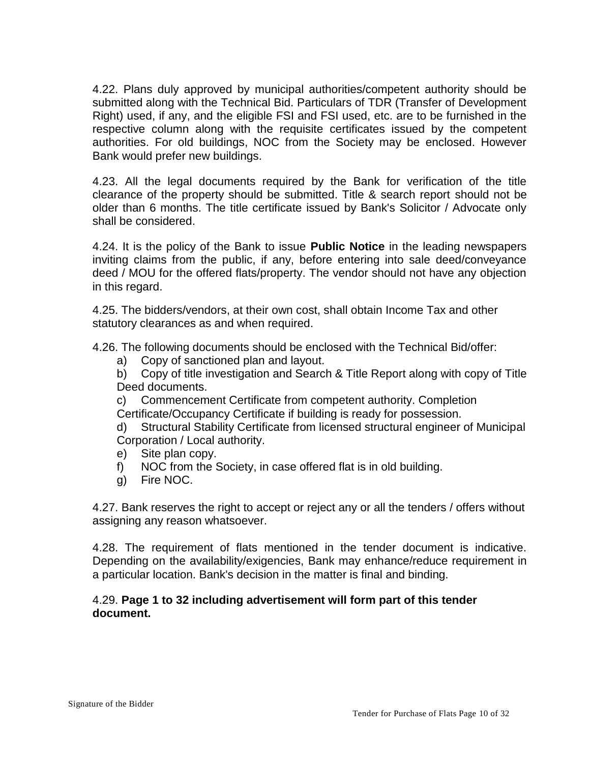4.22. Plans duly approved by municipal authorities/competent authority should be submitted along with the Technical Bid. Particulars of TDR (Transfer of Development Right) used, if any, and the eligible FSI and FSI used, etc. are to be furnished in the respective column along with the requisite certificates issued by the competent authorities. For old buildings, NOC from the Society may be enclosed. However Bank would prefer new buildings.

4.23. All the legal documents required by the Bank for verification of the title clearance of the property should be submitted. Title & search report should not be older than 6 months. The title certificate issued by Bank's Solicitor / Advocate only shall be considered.

4.24. It is the policy of the Bank to issue **Public Notice** in the leading newspapers inviting claims from the public, if any, before entering into sale deed/conveyance deed / MOU for the offered flats/property. The vendor should not have any objection in this regard.

4.25. The bidders/vendors, at their own cost, shall obtain Income Tax and other statutory clearances as and when required.

4.26. The following documents should be enclosed with the Technical Bid/offer:

a) Copy of sanctioned plan and layout.

b) Copy of title investigation and Search & Title Report along with copy of Title Deed documents.

c) Commencement Certificate from competent authority. Completion Certificate/Occupancy Certificate if building is ready for possession.

d) Structural Stability Certificate from licensed structural engineer of Municipal Corporation / Local authority.

e) Site plan copy.

f) NOC from the Society, in case offered flat is in old building.

g) Fire NOC.

4.27. Bank reserves the right to accept or reject any or all the tenders / offers without assigning any reason whatsoever.

4.28. The requirement of flats mentioned in the tender document is indicative. Depending on the availability/exigencies, Bank may enhance/reduce requirement in a particular location. Bank's decision in the matter is final and binding.

4.29. **Page 1 to 32 including advertisement will form part of this tender document.**

Signature of the Bidder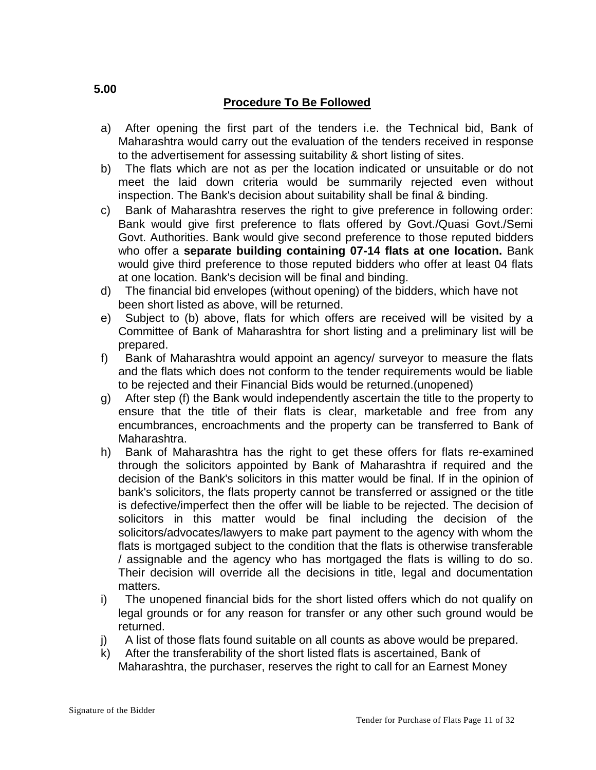**5.00**

## Procedure To Be Followed

a) After opening the first part of the tenders i.e. the Technical bid, Bank of Maharashtra would carry out the evaluation of the tenders received in response to the advertisement for assessing suitability & short listing of sites.

b) The flats which are not as per the location indicated or unsuitable or do not meet the laid down criteria would be summarily rejected even without inspection. The Bank's decision about suitability shall be final & binding.

c) Bank of Maharashtra reserves the right to give preference in following order: Bank would give first preference to flats offered by Govt./Quasi Govt./Semi Govt. Authorities. Bank would give second preference to those reputed bidders who offer a **separate building containing 07-14 flats at one location.** Bank would give third preference to those reputed bidders who offer at least 04 flats at one location. Bank's decision will be final and binding.

d) The financial bid envelopes (without opening) of the bidders, which have not been short listed as above, will be returned.

e) Subject to (b) above, flats for which offers are received will be visited by a Committee of Bank of Maharashtra for short listing and a preliminary list will be prepared.

f) Bank of Maharashtra would appoint an agency/ surveyor to measure the flats and the flats which does not conform to the tender requirements would be liable to be rejected and their Financial Bids would be returned.(unopened)

g) After step (f) the Bank would independently ascertain the title to the property to ensure that the title of their flats is clear, marketable and free from any encumbrances, encroachments and the property can be transferred to Bank of Maharashtra.

h) Bank of Maharashtra has the right to get these offers for flats re-examined through the solicitors appointed by Bank of Maharashtra if required and the decision of the Bank's solicitors in this matter would be final. If in the opinion of bank's solicitors, the flats property cannot be transferred or assigned or the title is defective/imperfect then the offer will be liable to be rejected. The decision of solicitors in this matter would be final including the decision of the solicitors/advocates/lawyers to make part payment to the agency with whom the flats is mortgaged subject to the condition that the flats is otherwise transferable / assignable and the agency who has mortgaged the flats is willing to do so. Their decision will override all the decisions in title, legal and documentation matters.

i) The unopened financial bids for the short listed offers which do not qualify on legal grounds or for any reason for transfer or any other such ground would be returned.

j) A list of those flats found suitable on all counts as above would be prepared.

k) After the transferability of the short listed flats is ascertained, Bank of Maharashtra, the purchaser, reserves the right to call for an Earnest Money

Signature of the Bidder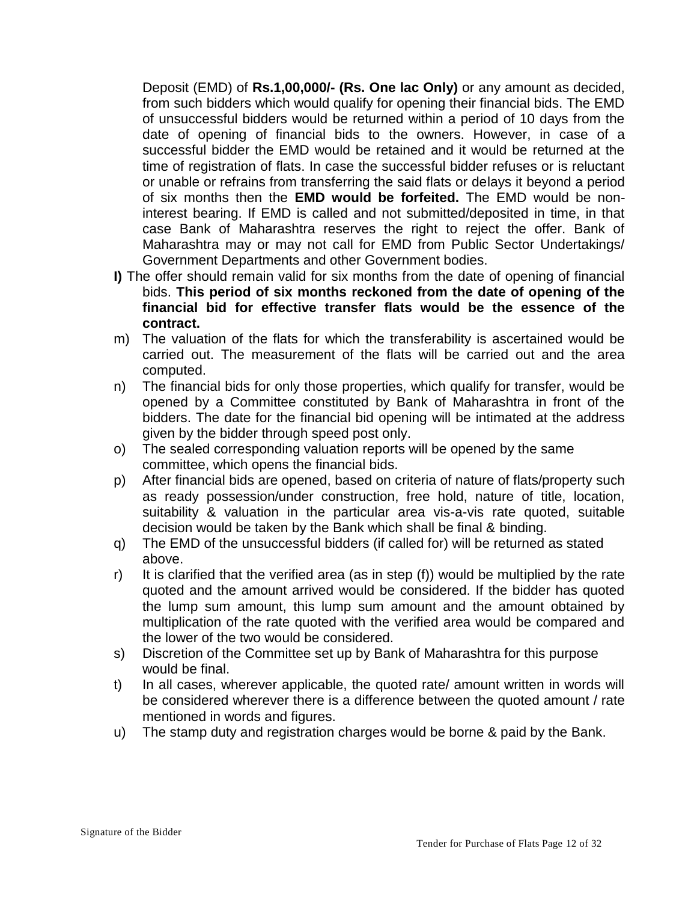Deposit (EMD) of **Rs.1,00,000/- (Rs. One lac Only)** or any amount as decided, from such bidders which would qualify for opening their financial bids. The EMD of unsuccessful bidders would be returned within a period of 10 days from the date of opening of financial bids to the owners. However, in case of a successful bidder the EMD would be retained and it would be returned at the time of registration of flats. In case the successful bidder refuses or is reluctant or unable or refrains from transferring the said flats or delays it beyond a period of six months then the **EMD would be forfeited.** The EMD would be non-interest bearing. If EMD is called and not submitted/deposited in time, in that case Bank of Maharashtra reserves the right to reject the offer. Bank of Maharashtra may or may not call for EMD from Public Sector Undertakings/ Government Departments and other Government bodies.

**l)** The offer should remain valid for six months from the date of opening of financial bids. **This period of six months reckoned from the date of opening of the financial bid for effective transfer flats would be the essence of the contract.**

m) The valuation of the flats for which the transferability is ascertained would be carried out. The measurement of the flats will be carried out and the area computed.

n) The financial bids for only those properties, which qualify for transfer, would be opened by a Committee constituted by Bank of Maharashtra in front of the bidders. The date for the financial bid opening will be intimated at the address given by the bidder through speed post only.

o) The sealed corresponding valuation reports will be opened by the same committee, which opens the financial bids.

p) After financial bids are opened, based on criteria of nature of flats/property such as ready possession/under construction, free hold, nature of title, location, suitability & valuation in the particular area vis-a-vis rate quoted, suitable decision would be taken by the Bank which shall be final & binding.

q) The EMD of the unsuccessful bidders (if called for) will be returned as stated above.

r) It is clarified that the verified area (as in step (f)) would be multiplied by the rate quoted and the amount arrived would be considered. If the bidder has quoted the lump sum amount, this lump sum amount and the amount obtained by multiplication of the rate quoted with the verified area would be compared and the lower of the two would be considered.

s) Discretion of the Committee set up by Bank of Maharashtra for this purpose would be final.

t) In all cases, wherever applicable, the quoted rate/ amount written in words will be considered wherever there is a difference between the quoted amount / rate mentioned in words and figures.

u) The stamp duty and registration charges would be borne & paid by the Bank.

Signature of the Bidder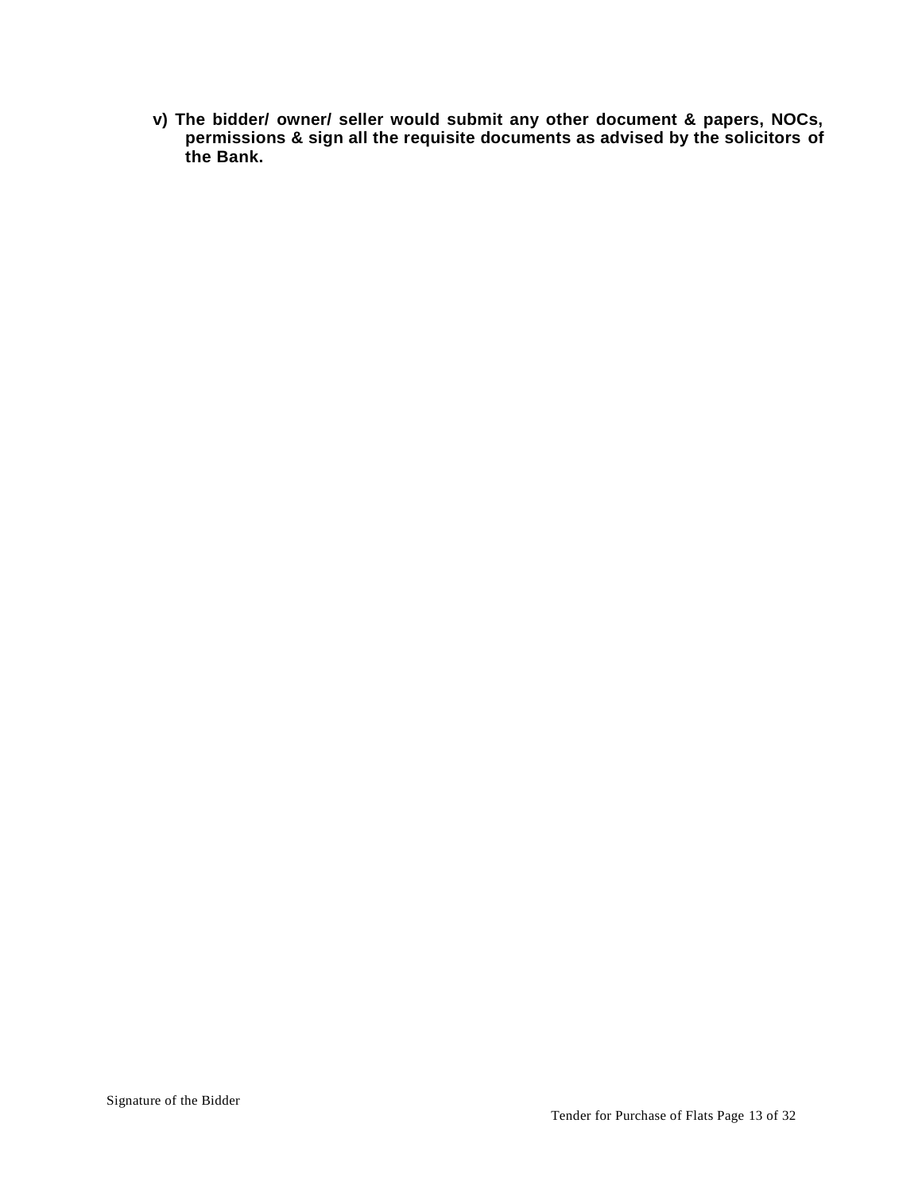**v) The bidder/ owner/ seller would submit any other document & papers, NOCs, permissions & sign all the requisite documents as advised by the solicitors of the Bank.**

Signature of the Bidder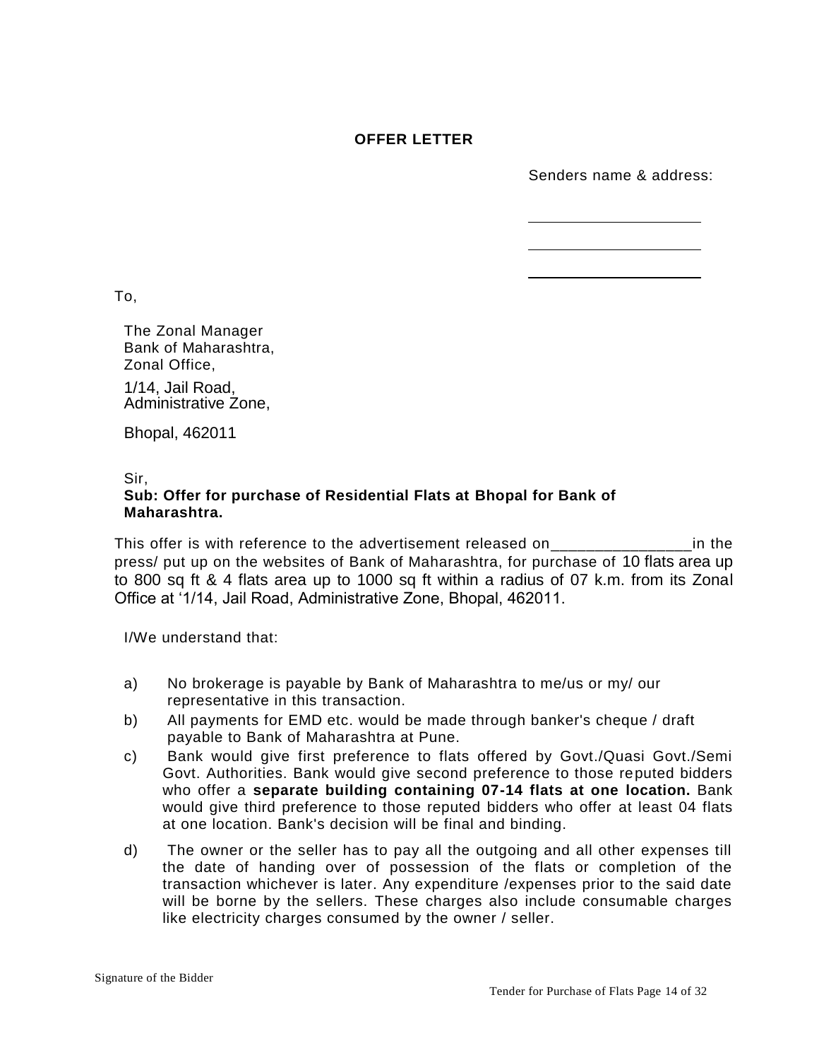**OFFER LETTER**

Senders name & address:

\_\_\_\_\_\_\_\_\_\_\_\_\_\_\_\_\_\_\_\_

\_\_\_\_\_\_\_\_\_\_\_\_\_\_\_\_\_\_\_\_

\_\_\_\_\_\_\_\_\_\_\_\_\_\_\_\_\_\_\_\_

To,

The Zonal Manager
Bank of Maharashtra,
Zonal Office,

1/14, Jail Road,
Administrative Zone,

Bhopal, 462011

Sir,

**Sub: Offer for purchase of Residential Flats at Bhopal for Bank of Maharashtra.**

This offer is with reference to the advertisement released on________________in the press/ put up on the websites of Bank of Maharashtra, for purchase of 10 flats area up to 800 sq ft & 4 flats area up to 1000 sq ft within a radius of 07 k.m. from its Zonal Office at '1/14, Jail Road, Administrative Zone, Bhopal, 462011.

I/We understand that:

a) No brokerage is payable by Bank of Maharashtra to me/us or my/ our representative in this transaction.

b) All payments for EMD etc. would be made through banker's cheque / draft payable to Bank of Maharashtra at Pune.

c) Bank would give first preference to flats offered by Govt./Quasi Govt./Semi Govt. Authorities. Bank would give second preference to those reputed bidders who offer a **separate building containing 07-14 flats at one location.** Bank would give third preference to those reputed bidders who offer at least 04 flats at one location. Bank's decision will be final and binding.

d) The owner or the seller has to pay all the outgoing and all other expenses till the date of handing over of possession of the flats or completion of the transaction whichever is later. Any expenditure /expenses prior to the said date will be borne by the sellers. These charges also include consumable charges like electricity charges consumed by the owner / seller.

Signature of the Bidder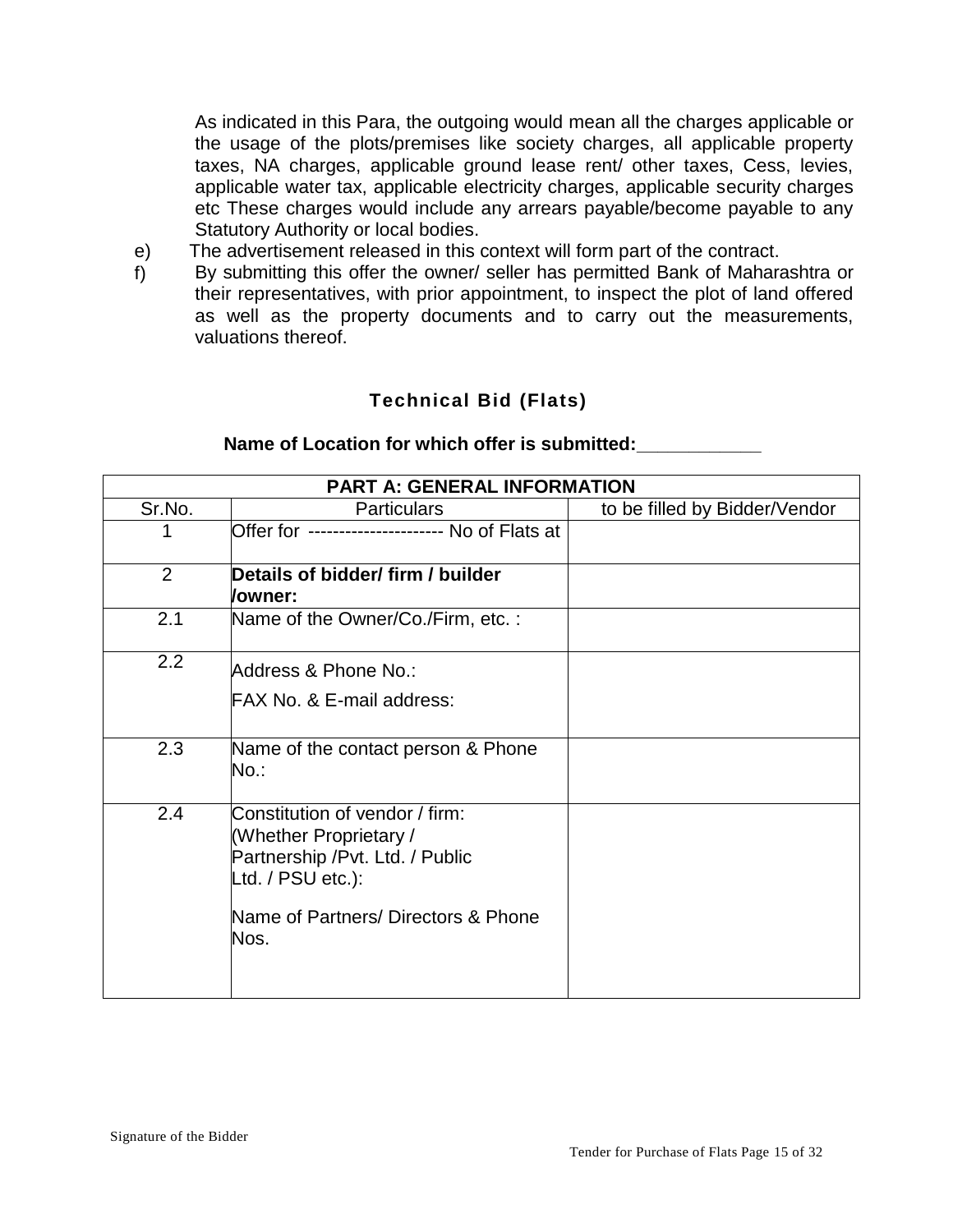As indicated in this Para, the outgoing would mean all the charges applicable or the usage of the plots/premises like society charges, all applicable property taxes, NA charges, applicable ground lease rent/ other taxes, Cess, levies, applicable water tax, applicable electricity charges, applicable security charges etc These charges would include any arrears payable/become payable to any Statutory Authority or local bodies.

e) The advertisement released in this context will form part of the contract.

f) By submitting this offer the owner/ seller has permitted Bank of Maharashtra or their representatives, with prior appointment, to inspect the plot of land offered as well as the property documents and to carry out the measurements, valuations thereof.

## Technical Bid (Flats)

**Name of Location for which offer is submitted:____________**

| **PART A: GENERAL INFORMATION** | | |
|---|---|---|
| Sr.No. | Particulars | to be filled by Bidder/Vendor |
| 1 | Offer for --------------------- No of Flats at | |
| 2 | **Details of bidder/ firm / builder /owner:** | |
| 2.1 | Name of the Owner/Co./Firm, etc. : | |
| 2.2 | Address & Phone No.:<br>FAX No. & E-mail address: | |
| 2.3 | Name of the contact person & Phone No.: | |
| 2.4 | Constitution of vendor / firm: (Whether Proprietary / Partnership /Pvt. Ltd. / Public Ltd. / PSU etc.):<br>Name of Partners/ Directors & Phone Nos. | |

Signature of the Bidder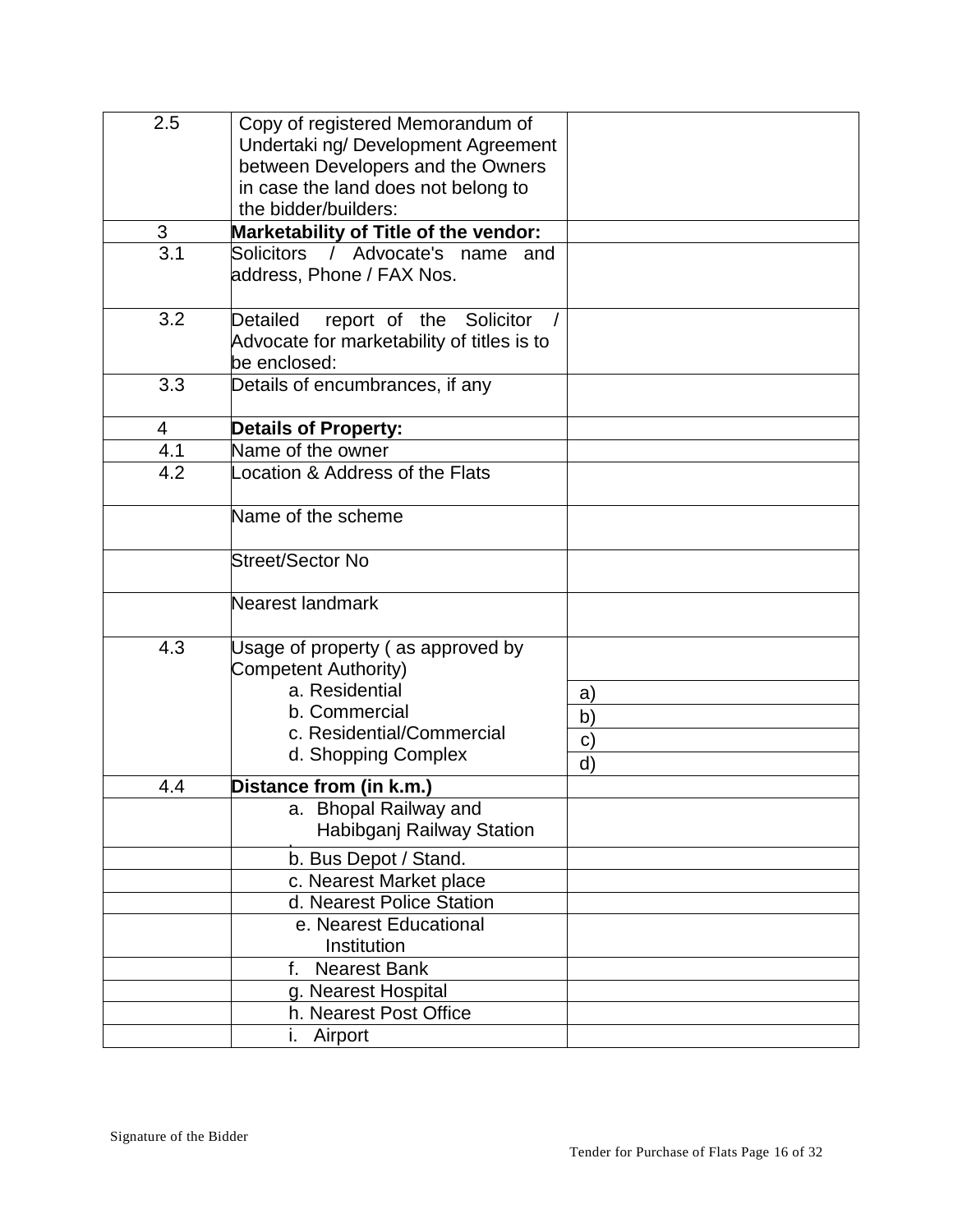| | | |
|---|---|---|
| 2.5 | Copy of registered Memorandum of Undertaki ng/ Development Agreement between Developers and the Owners in case the land does not belong to the bidder/builders: | |
| 3 | **Marketability of Title of the vendor:** | |
| 3.1 | Solicitors / Advocate's name and address, Phone / FAX Nos. | |
| 3.2 | Detailed report of the Solicitor / Advocate for marketability of titles is to be enclosed: | |
| 3.3 | Details of encumbrances, if any | |
| 4 | **Details of Property:** | |
| 4.1 | Name of the owner | |
| 4.2 | Location & Address of the Flats | |
| | Name of the scheme | |
| | Street/Sector No | |
| | Nearest landmark | |
| 4.3 | Usage of property ( as approved by Competent Authority) | |
| | a. Residential | a) |
| | b. Commercial | b) |
| | c. Residential/Commercial | c) |
| | d. Shopping Complex | d) |
| 4.4 | **Distance from (in k.m.)** | |
| | a. Bhopal Railway and Habibganj Railway Station | |
| | b. Bus Depot / Stand. | |
| | c. Nearest Market place | |
| | d. Nearest Police Station | |
| | e. Nearest Educational Institution | |
| | f. Nearest Bank | |
| | g. Nearest Hospital | |
| | h. Nearest Post Office | |
| | i. Airport | |

Signature of the Bidder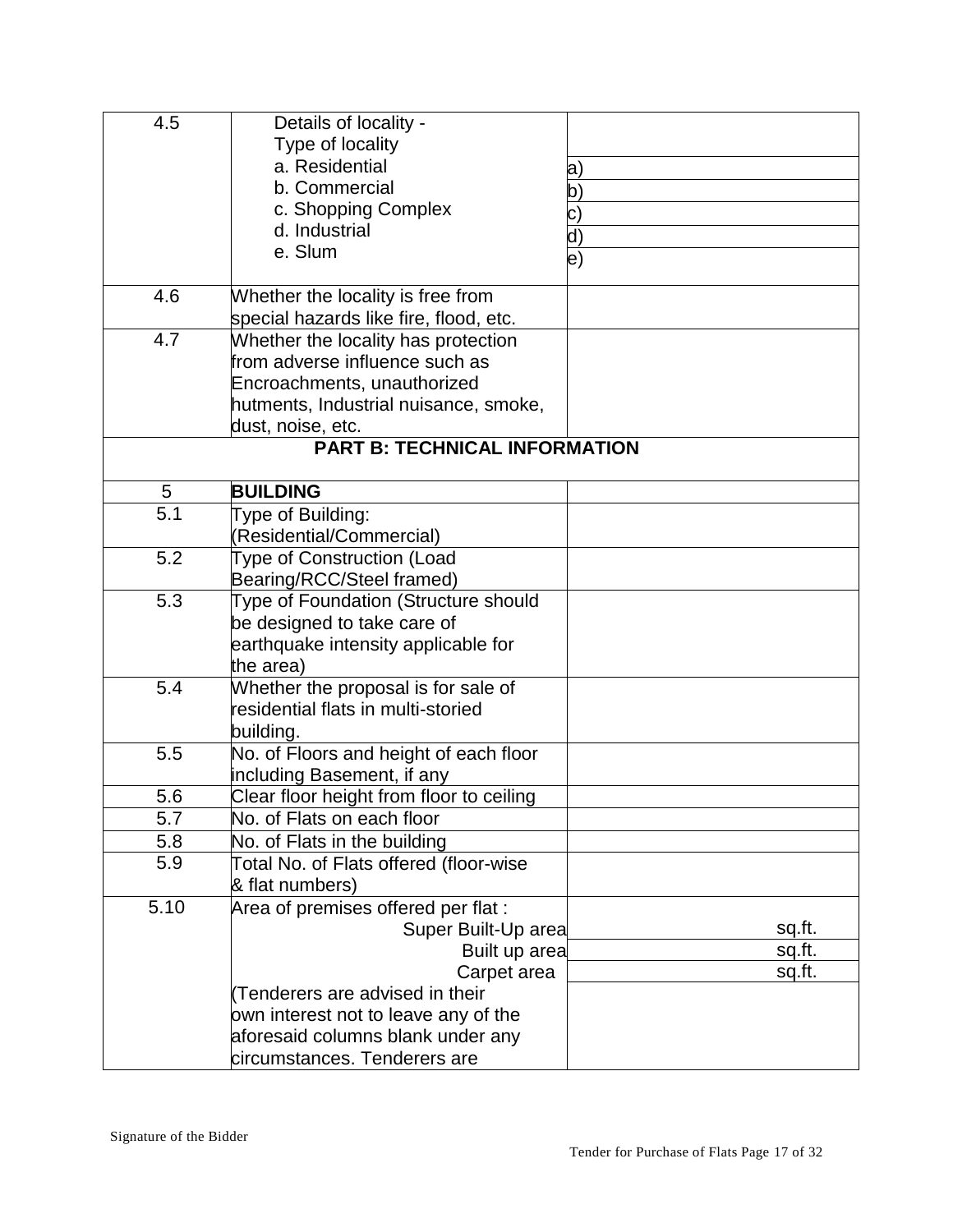| | | |
|---|---|---|
| 4.5 | Details of locality -<br>Type of locality<br>a. Residential<br>b. Commercial<br>c. Shopping Complex<br>d. Industrial<br>e. Slum | <br><br>a)<br>b)<br>c)<br>d)<br>e) |
| 4.6 | Whether the locality is free from special hazards like fire, flood, etc. | |
| 4.7 | Whether the locality has protection from adverse influence such as Encroachments, unauthorized hutments, Industrial nuisance, smoke, dust, noise, etc. | |
| | **PART B: TECHNICAL INFORMATION** | |
| 5 | **BUILDING** | |
| 5.1 | Type of Building: (Residential/Commercial) | |
| 5.2 | Type of Construction (Load Bearing/RCC/Steel framed) | |
| 5.3 | Type of Foundation (Structure should be designed to take care of earthquake intensity applicable for the area) | |
| 5.4 | Whether the proposal is for sale of residential flats in multi-storied building. | |
| 5.5 | No. of Floors and height of each floor including Basement, if any | |
| 5.6 | Clear floor height from floor to ceiling | |
| 5.7 | No. of Flats on each floor | |
| 5.8 | No. of Flats in the building | |
| 5.9 | Total No. of Flats offered (floor-wise & flat numbers) | |
| 5.10 | Area of premises offered per flat :<br>Super Built-Up area<br>Built up area<br>Carpet area<br>(Tenderers are advised in their own interest not to leave any of the aforesaid columns blank under any circumstances. Tenderers are | <br>sq.ft.<br>sq.ft.<br>sq.ft. |

Signature of the Bidder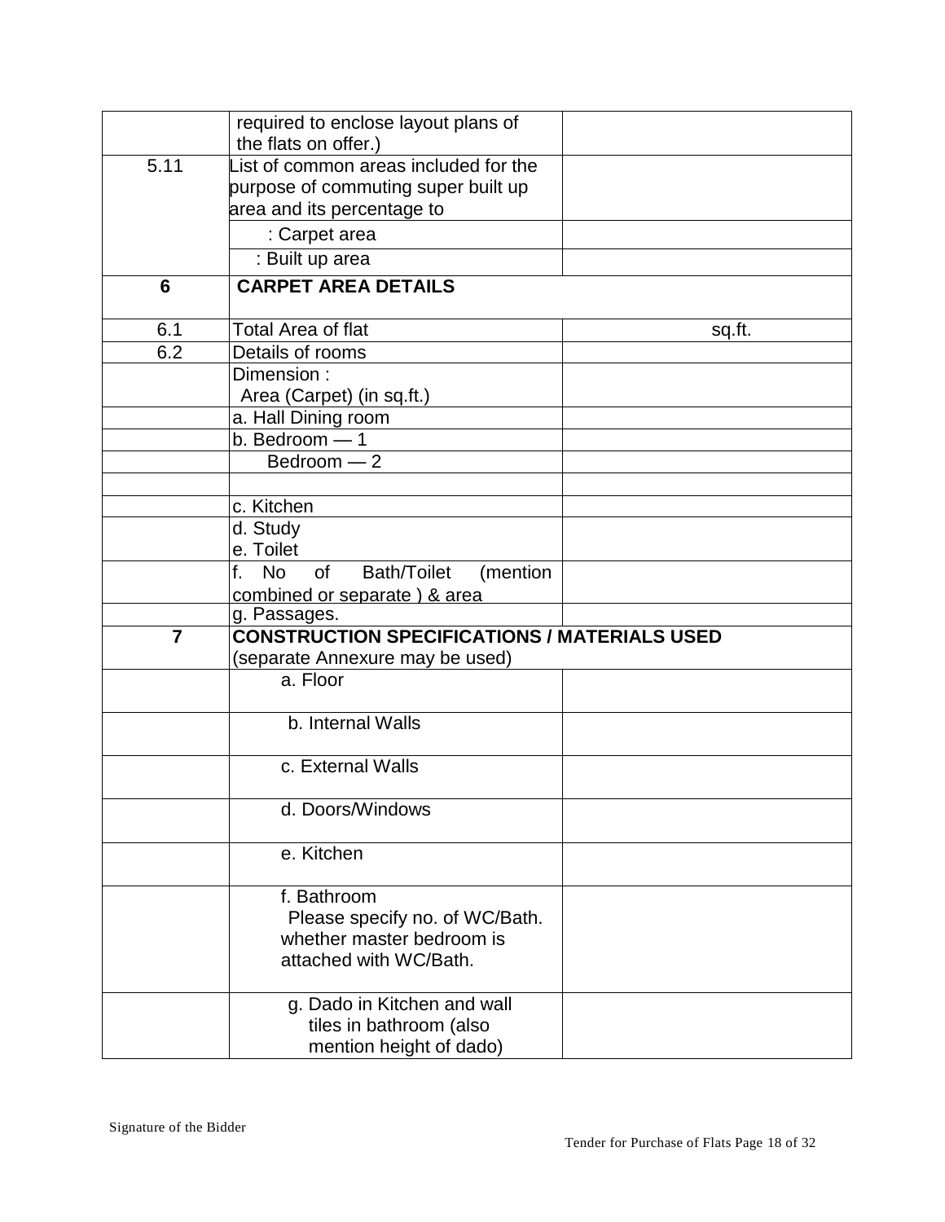| | | |
|---|---|---|
| | required to enclose layout plans of the flats on offer.) | |
| 5.11 | List of common areas included for the purpose of commuting super built up area and its percentage to | |
| | : Carpet area | |
| | : Built up area | |
| **6** | **CARPET AREA DETAILS** | |
| 6.1 | Total Area of flat | sq.ft. |
| 6.2 | Details of rooms | |
| | Dimension : Area (Carpet) (in sq.ft.) | |
| | a. Hall Dining room | |
| | b. Bedroom — 1 | |
| | Bedroom — 2 | |
| | | |
| | c. Kitchen | |
| | d. Study<br>e. Toilet | |
| | f. No of Bath/Toilet (mention combined or separate ) & area | |
| | g. Passages. | |
| **7** | **CONSTRUCTION SPECIFICATIONS / MATERIALS USED** (separate Annexure may be used) | |
| | a. Floor | |
| | b. Internal Walls | |
| | c. External Walls | |
| | d. Doors/Windows | |
| | e. Kitchen | |
| | f. Bathroom<br>Please specify no. of WC/Bath. whether master bedroom is attached with WC/Bath. | |
| | g. Dado in Kitchen and wall tiles in bathroom (also mention height of dado) | |

Signature of the Bidder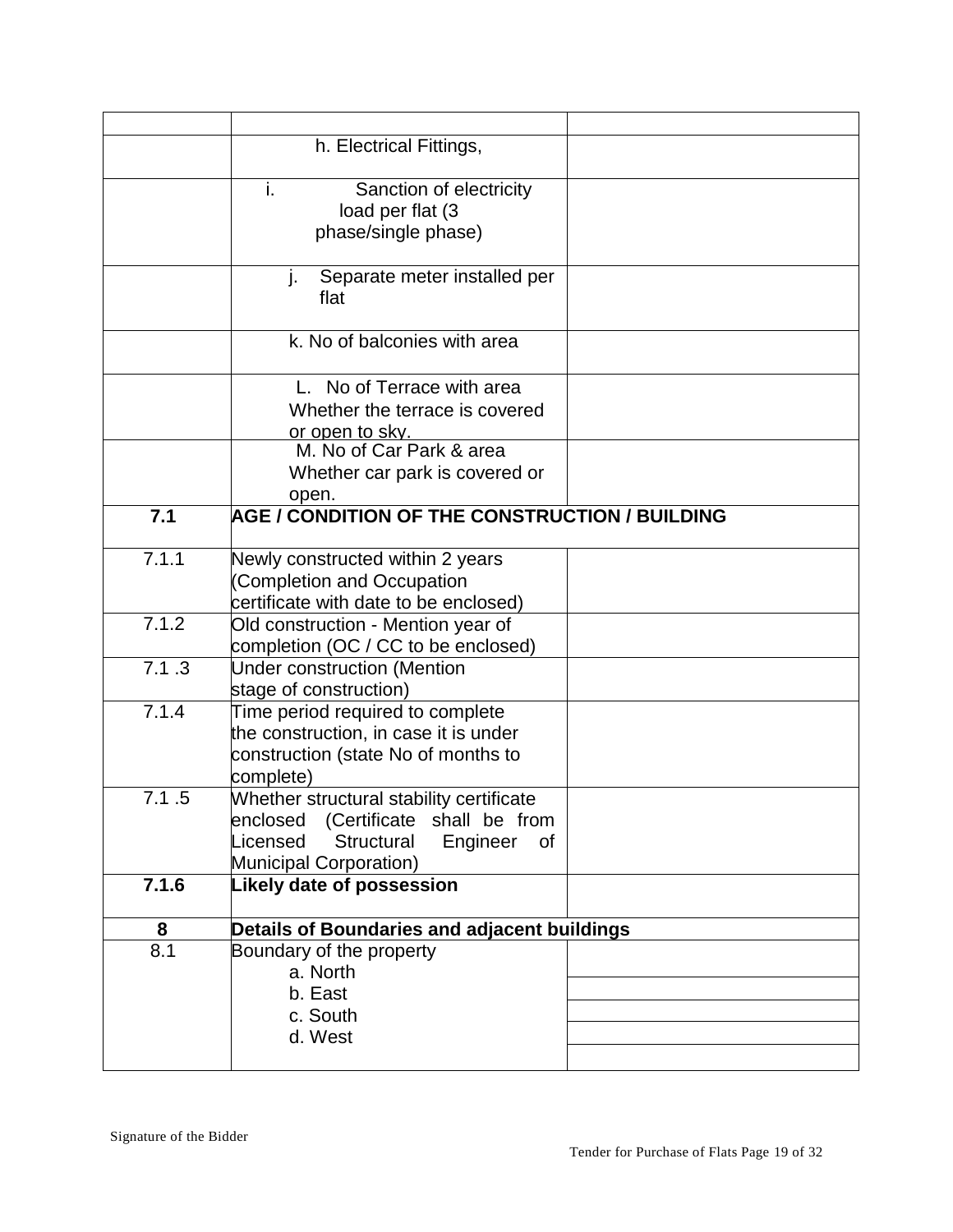| | | |
|---|---|---|
| | | |
| | h. Electrical Fittings, | |
| | i. Sanction of electricity load per flat (3 phase/single phase) | |
| | j. Separate meter installed per flat | |
| | k. No of balconies with area | |
| | L. No of Terrace with area Whether the terrace is covered or open to sky. | |
| | M. No of Car Park & area Whether car park is covered or open. | |
| **7.1** | **AGE / CONDITION OF THE CONSTRUCTION / BUILDING** | |
| 7.1.1 | Newly constructed within 2 years (Completion and Occupation certificate with date to be enclosed) | |
| 7.1.2 | Old construction - Mention year of completion (OC / CC to be enclosed) | |
| 7.1 .3 | Under construction (Mention stage of construction) | |
| 7.1.4 | Time period required to complete the construction, in case it is under construction (state No of months to complete) | |
| 7.1 .5 | Whether structural stability certificate enclosed (Certificate shall be from Licensed Structural Engineer of Municipal Corporation) | |
| **7.1.6** | **Likely date of possession** | |
| **8** | **Details of Boundaries and adjacent buildings** | |
| 8.1 | Boundary of the property | |
| | a. North | |
| | b. East | |
| | c. South | |
| | d. West | |

Signature of the Bidder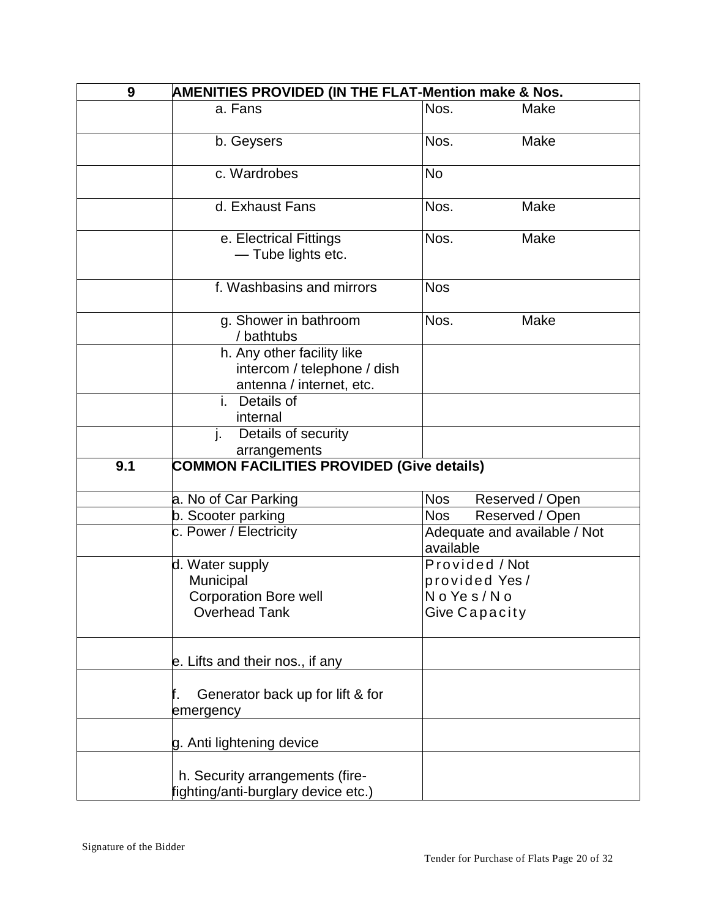| 9 | AMENITIES PROVIDED (IN THE FLAT-Mention make & Nos. | |
|---|---|---|
| | a. Fans | Nos. Make |
| | b. Geysers | Nos. Make |
| | c. Wardrobes | No |
| | d. Exhaust Fans | Nos. Make |
| | e. Electrical Fittings — Tube lights etc. | Nos. Make |
| | f. Washbasins and mirrors | Nos |
| | g. Shower in bathroom / bathtubs | Nos. Make |
| | h. Any other facility like intercom / telephone / dish antenna / internet, etc. | |
| | i. Details of internal | |
| | j. Details of security arrangements | |
| **9.1** | **COMMON FACILITIES PROVIDED (Give details)** | |
| | a. No of Car Parking | Nos Reserved / Open |
| | b. Scooter parking | Nos Reserved / Open |
| | c. Power / Electricity | Adequate and available / Not available |
| | d. Water supply<br>Municipal<br>Corporation Bore well<br>Overhead Tank | Provided / Not provided Yes / No Yes / No<br>Give Capacity |
| | e. Lifts and their nos., if any | |
| | f. Generator back up for lift & for emergency | |
| | g. Anti lightening device | |
| | h. Security arrangements (fire-fighting/anti-burglary device etc.) | |

Signature of the Bidder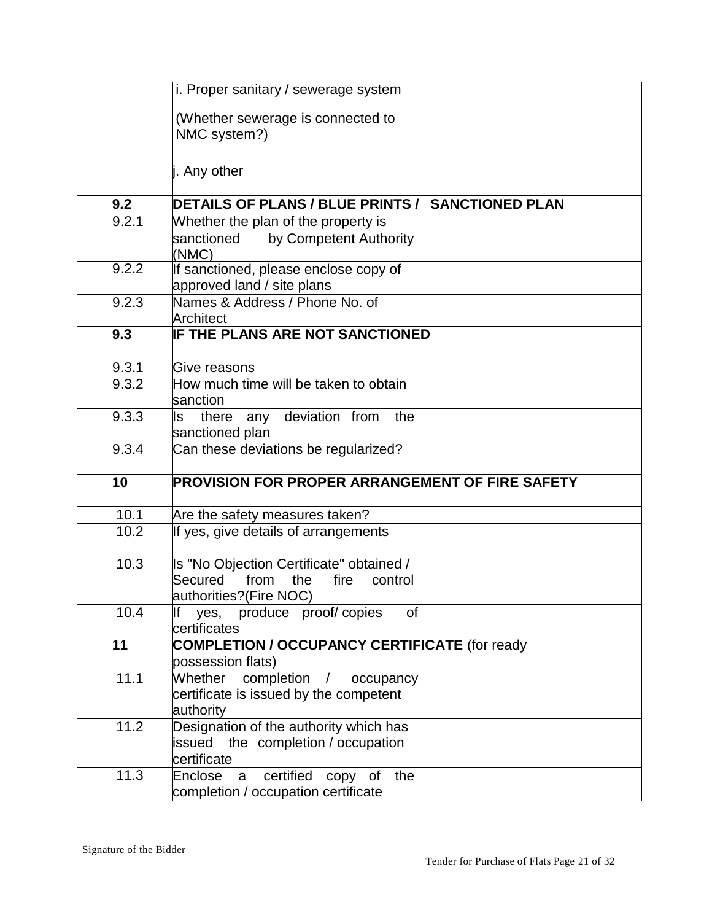| | | |
|---|---|---|
| | i. Proper sanitary / sewerage system<br><br>(Whether sewerage is connected to NMC system?) | |
| | j. Any other | |
| **9.2** | **DETAILS OF PLANS / BLUE PRINTS /** | **SANCTIONED PLAN** |
| 9.2.1 | Whether the plan of the property is sanctioned by Competent Authority (NMC) | |
| 9.2.2 | If sanctioned, please enclose copy of approved land / site plans | |
| 9.2.3 | Names & Address / Phone No. of Architect | |
| **9.3** | **IF THE PLANS ARE NOT SANCTIONED** | |
| 9.3.1 | Give reasons | |
| 9.3.2 | How much time will be taken to obtain sanction | |
| 9.3.3 | Is there any deviation from the sanctioned plan | |
| 9.3.4 | Can these deviations be regularized? | |
| **10** | **PROVISION FOR PROPER ARRANGEMENT OF FIRE SAFETY** | |
| 10.1 | Are the safety measures taken? | |
| 10.2 | If yes, give details of arrangements | |
| 10.3 | Is "No Objection Certificate" obtained / Secured from the fire control authorities?(Fire NOC) | |
| 10.4 | If yes, produce proof/ copies of certificates | |
| **11** | **COMPLETION / OCCUPANCY CERTIFICATE** (for ready possession flats) | |
| 11.1 | Whether completion / occupancy certificate is issued by the competent authority | |
| 11.2 | Designation of the authority which has issued the completion / occupation certificate | |
| 11.3 | Enclose a certified copy of the completion / occupation certificate | |

Signature of the Bidder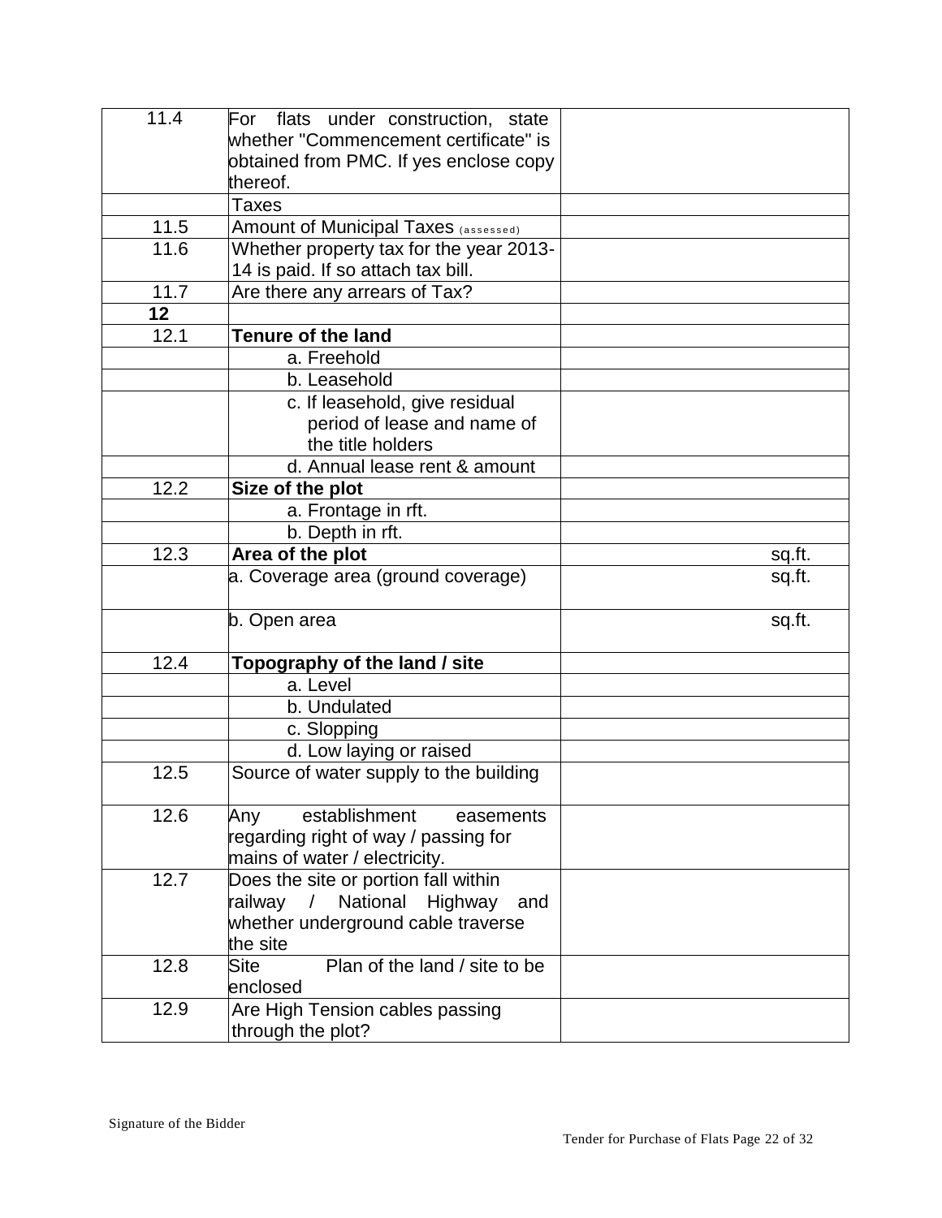| | | |
|---|---|---|
| 11.4 | For flats under construction, state whether "Commencement certificate" is obtained from PMC. If yes enclose copy thereof. | |
| | Taxes | |
| 11.5 | Amount of Municipal Taxes (assessed) | |
| 11.6 | Whether property tax for the year 2013-14 is paid. If so attach tax bill. | |
| 11.7 | Are there any arrears of Tax? | |
| **12** | | |
| 12.1 | **Tenure of the land** | |
| | a. Freehold | |
| | b. Leasehold | |
| | c. If leasehold, give residual period of lease and name of the title holders | |
| | d. Annual lease rent & amount | |
| 12.2 | **Size of the plot** | |
| | a. Frontage in rft. | |
| | b. Depth in rft. | |
| 12.3 | **Area of the plot** | sq.ft. |
| | a. Coverage area (ground coverage) | sq.ft. |
| | b. Open area | sq.ft. |
| 12.4 | **Topography of the land / site** | |
| | a. Level | |
| | b. Undulated | |
| | c. Slopping | |
| | d. Low laying or raised | |
| 12.5 | Source of water supply to the building | |
| 12.6 | Any establishment easements regarding right of way / passing for mains of water / electricity. | |
| 12.7 | Does the site or portion fall within railway / National Highway and whether underground cable traverse the site | |
| 12.8 | Site Plan of the land / site to be enclosed | |
| 12.9 | Are High Tension cables passing through the plot? | |

Signature of the Bidder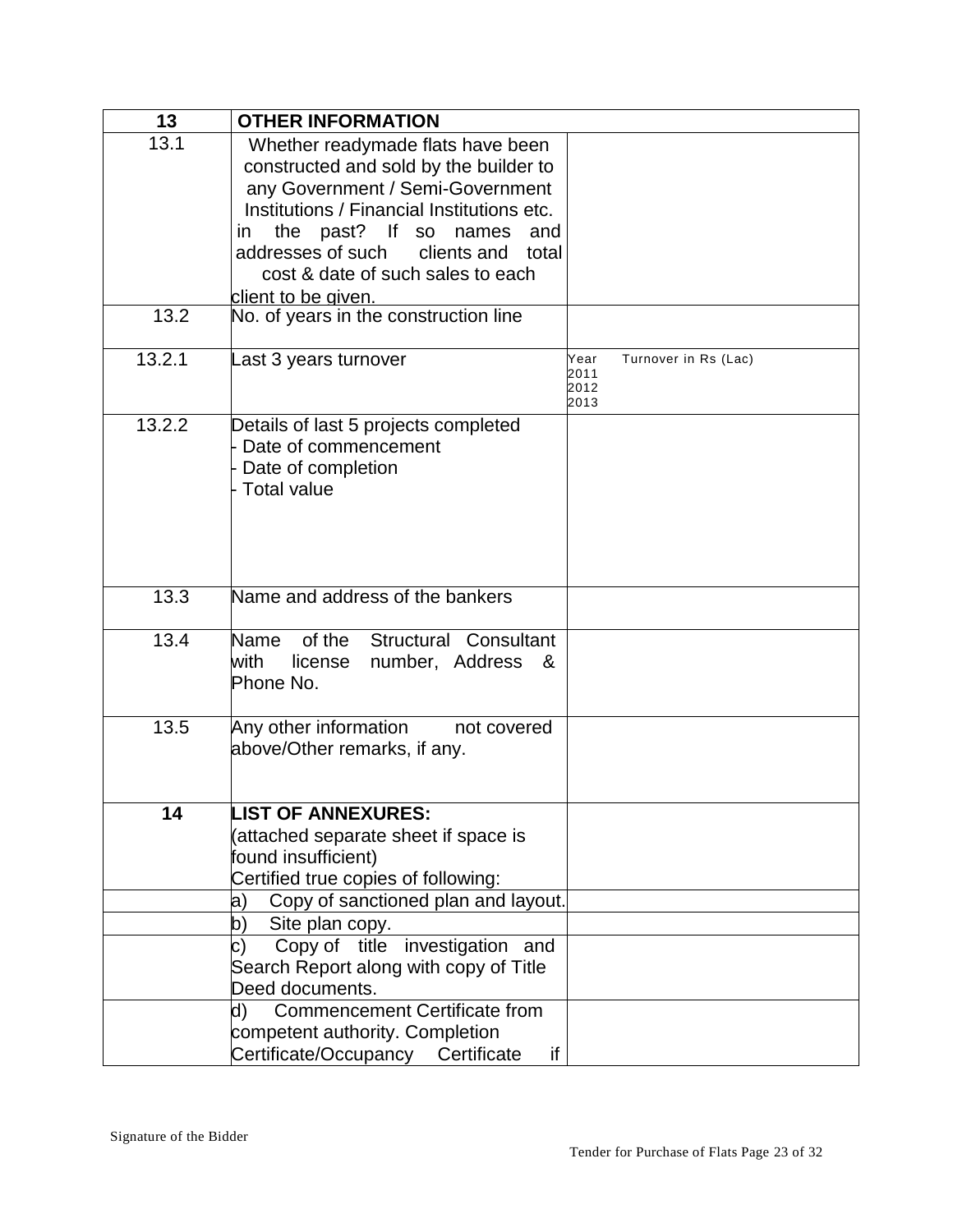| 13 | **OTHER INFORMATION** | |
|---|---|---|
| 13.1 | Whether readymade flats have been constructed and sold by the builder to any Government / Semi-Government Institutions / Financial Institutions etc. in the past? If so names and addresses of such clients and total cost & date of such sales to each client to be given. | |
| 13.2 | No. of years in the construction line | |
| 13.2.1 | Last 3 years turnover | Year Turnover in Rs (Lac)<br>2011<br>2012<br>2013 |
| 13.2.2 | Details of last 5 projects completed<br>- Date of commencement<br>- Date of completion<br>- Total value | |
| 13.3 | Name and address of the bankers | |
| 13.4 | Name of the Structural Consultant with license number, Address & Phone No. | |
| 13.5 | Any other information not covered above/Other remarks, if any. | |
| **14** | **LIST OF ANNEXURES:**<br>(attached separate sheet if space is found insufficient)<br>Certified true copies of following: | |
| | a) Copy of sanctioned plan and layout. | |
| | b) Site plan copy. | |
| | c) Copy of title investigation and Search Report along with copy of Title Deed documents. | |
| | d) Commencement Certificate from competent authority. Completion Certificate/Occupancy Certificate if | |

Signature of the Bidder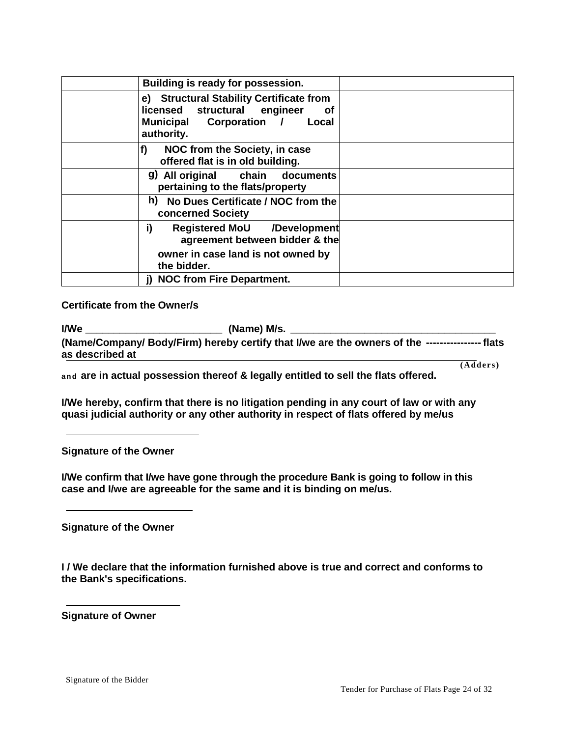| | | |
|---|---|---|
| | **Building is ready for possession.** | |
| | **e) Structural Stability Certificate from licensed structural engineer of Municipal Corporation / Local authority.** | |
| | **f) NOC from the Society, in case offered flat is in old building.** | |
| | **g) All original chain documents pertaining to the flats/property** | |
| | **h) No Dues Certificate / NOC from the concerned Society** | |
| | **i) Registered MoU /Development agreement between bidder & the owner in case land is not owned by the bidder.** | |
| | **j) NOC from Fire Department.** | |

**Certificate from the Owner/s**

**I/We ________________________ (Name) M/s. ___________________________________**
**(Name/Company/ Body/Firm) hereby certify that I/we are the owners of the ---------------- flats as described at** ______________________________________________________________________________ **(Adders)**
**and are in actual possession thereof & legally entitled to sell the flats offered.**

**I/We hereby, confirm that there is no litigation pending in any court of law or with any quasi judicial authority or any other authority in respect of flats offered by me/us**

________________________

**Signature of the Owner**

**I/We confirm that I/we have gone through the procedure Bank is going to follow in this case and I/we are agreeable for the same and it is binding on me/us.**

________________________

**Signature of the Owner**

**I / We declare that the information furnished above is true and correct and conforms to the Bank's specifications.**

________________________

**Signature of Owner**

Signature of the Bidder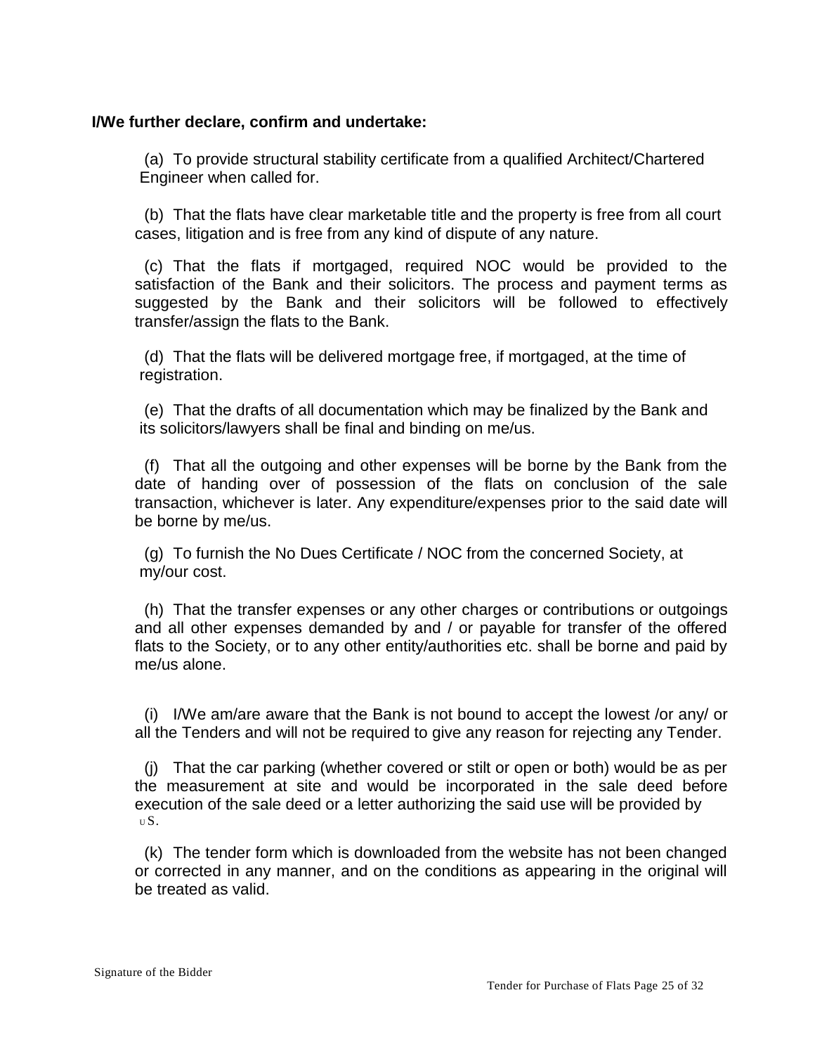**I/We further declare, confirm and undertake:**

(a) To provide structural stability certificate from a qualified Architect/Chartered Engineer when called for.

(b) That the flats have clear marketable title and the property is free from all court cases, litigation and is free from any kind of dispute of any nature.

(c) That the flats if mortgaged, required NOC would be provided to the satisfaction of the Bank and their solicitors. The process and payment terms as suggested by the Bank and their solicitors will be followed to effectively transfer/assign the flats to the Bank.

(d) That the flats will be delivered mortgage free, if mortgaged, at the time of registration.

(e) That the drafts of all documentation which may be finalized by the Bank and its solicitors/lawyers shall be final and binding on me/us.

(f) That all the outgoing and other expenses will be borne by the Bank from the date of handing over of possession of the flats on conclusion of the sale transaction, whichever is later. Any expenditure/expenses prior to the said date will be borne by me/us.

(g) To furnish the No Dues Certificate / NOC from the concerned Society, at my/our cost.

(h) That the transfer expenses or any other charges or contributions or outgoings and all other expenses demanded by and / or payable for transfer of the offered flats to the Society, or to any other entity/authorities etc. shall be borne and paid by me/us alone.

(i) I/We am/are aware that the Bank is not bound to accept the lowest /or any/ or all the Tenders and will not be required to give any reason for rejecting any Tender.

(j) That the car parking (whether covered or stilt or open or both) would be as per the measurement at site and would be incorporated in the sale deed before execution of the sale deed or a letter authorizing the said use will be provided by us.

(k) The tender form which is downloaded from the website has not been changed or corrected in any manner, and on the conditions as appearing in the original will be treated as valid.

Signature of the Bidder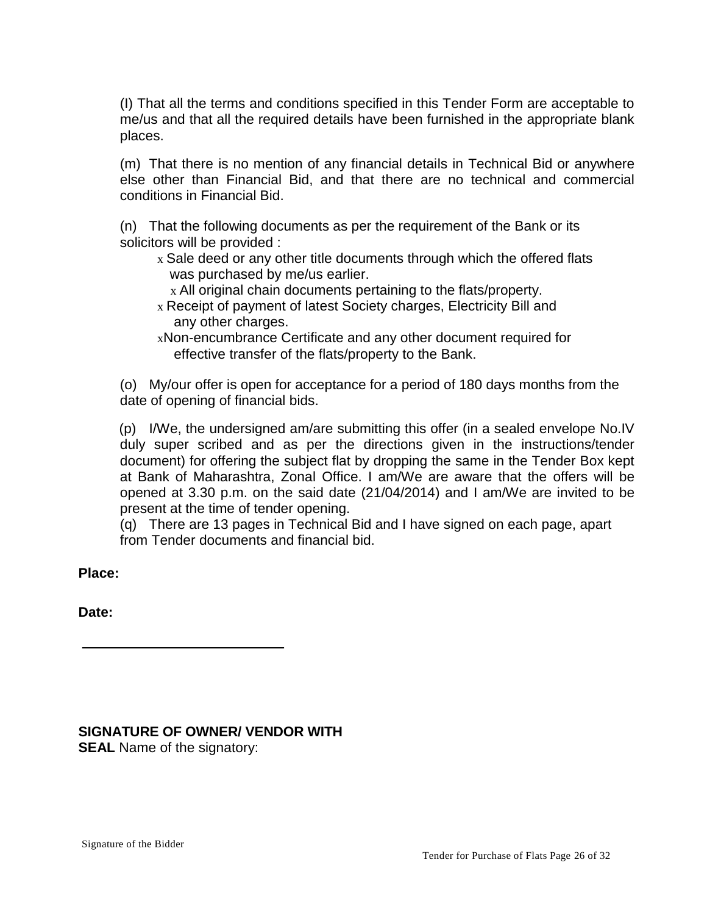(l) That all the terms and conditions specified in this Tender Form are acceptable to me/us and that all the required details have been furnished in the appropriate blank places.

(m) That there is no mention of any financial details in Technical Bid or anywhere else other than Financial Bid, and that there are no technical and commercial conditions in Financial Bid.

(n) That the following documents as per the requirement of the Bank or its solicitors will be provided :

- Sale deed or any other title documents through which the offered flats was purchased by me/us earlier.
- All original chain documents pertaining to the flats/property.
- Receipt of payment of latest Society charges, Electricity Bill and any other charges.
- Non-encumbrance Certificate and any other document required for effective transfer of the flats/property to the Bank.

(o) My/our offer is open for acceptance for a period of 180 days months from the date of opening of financial bids.

(p) I/We, the undersigned am/are submitting this offer (in a sealed envelope No.IV duly super scribed and as per the directions given in the instructions/tender document) for offering the subject flat by dropping the same in the Tender Box kept at Bank of Maharashtra, Zonal Office. I am/We are aware that the offers will be opened at 3.30 p.m. on the said date (21/04/2014) and I am/We are invited to be present at the time of tender opening.

(q) There are 13 pages in Technical Bid and I have signed on each page, apart from Tender documents and financial bid.

**Place:**

**Date:**

______________________________

**SIGNATURE OF OWNER/ VENDOR WITH SEAL** Name of the signatory:

Signature of the Bidder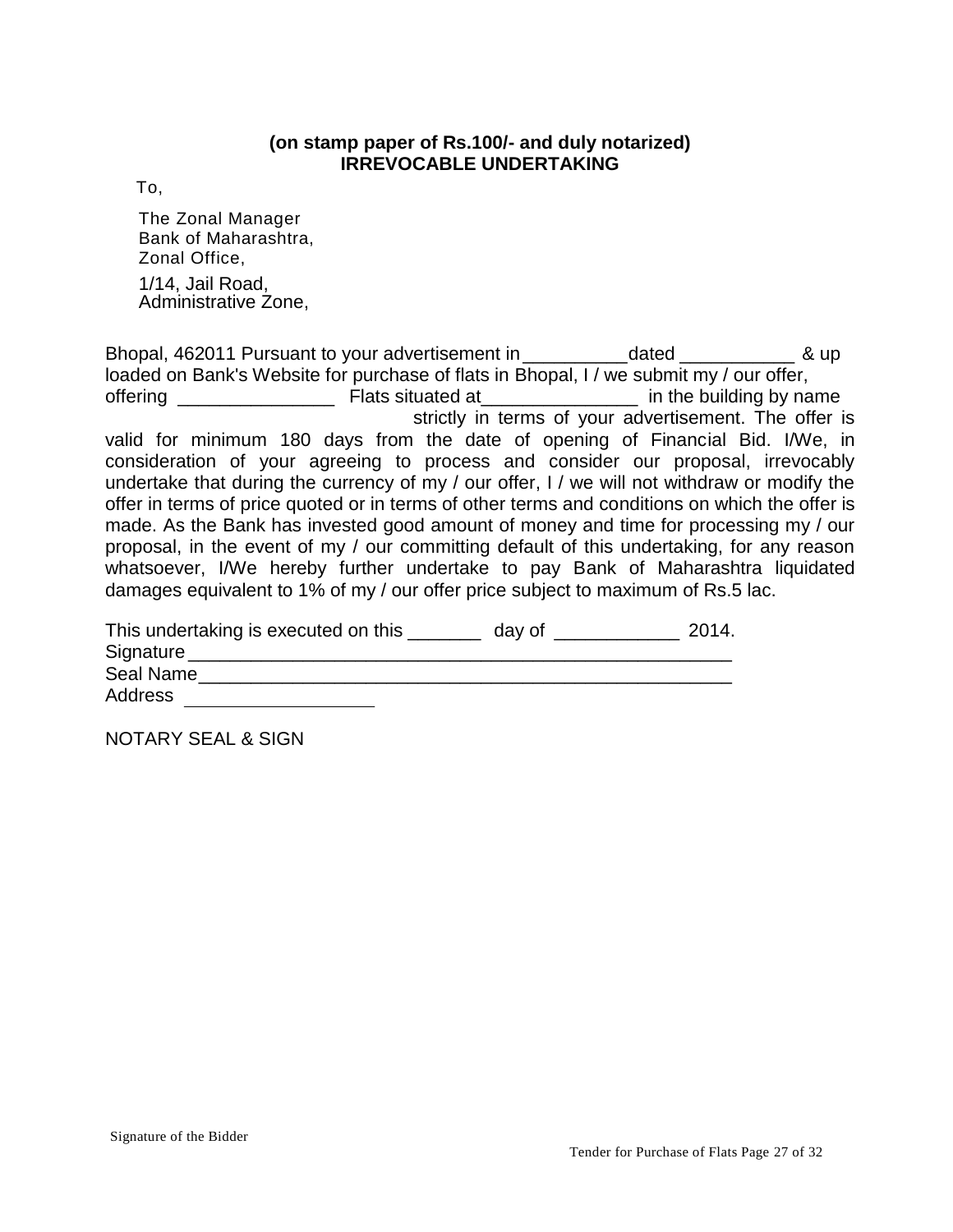**(on stamp paper of Rs.100/- and duly notarized)**
**IRREVOCABLE UNDERTAKING**

To,

The Zonal Manager
Bank of Maharashtra,
Zonal Office,
1/14, Jail Road,
Administrative Zone,

Bhopal, 462011 Pursuant to your advertisement in__________dated ___________ & up loaded on Bank's Website for purchase of flats in Bhopal, I / we submit my / our offer, offering _______________ Flats situated at_______________ in the building by name strictly in terms of your advertisement. The offer is valid for minimum 180 days from the date of opening of Financial Bid. I/We, in consideration of your agreeing to process and consider our proposal, irrevocably undertake that during the currency of my / our offer, I / we will not withdraw or modify the offer in terms of price quoted or in terms of other terms and conditions on which the offer is made. As the Bank has invested good amount of money and time for processing my / our proposal, in the event of my / our committing default of this undertaking, for any reason whatsoever, I/We hereby further undertake to pay Bank of Maharashtra liquidated damages equivalent to 1% of my / our offer price subject to maximum of Rs.5 lac.

This undertaking is executed on this _______ day of ____________ 2014.
Signature_____________________________________________________
Seal Name____________________________________________________
Address ___________________

NOTARY SEAL & SIGN

Signature of the Bidder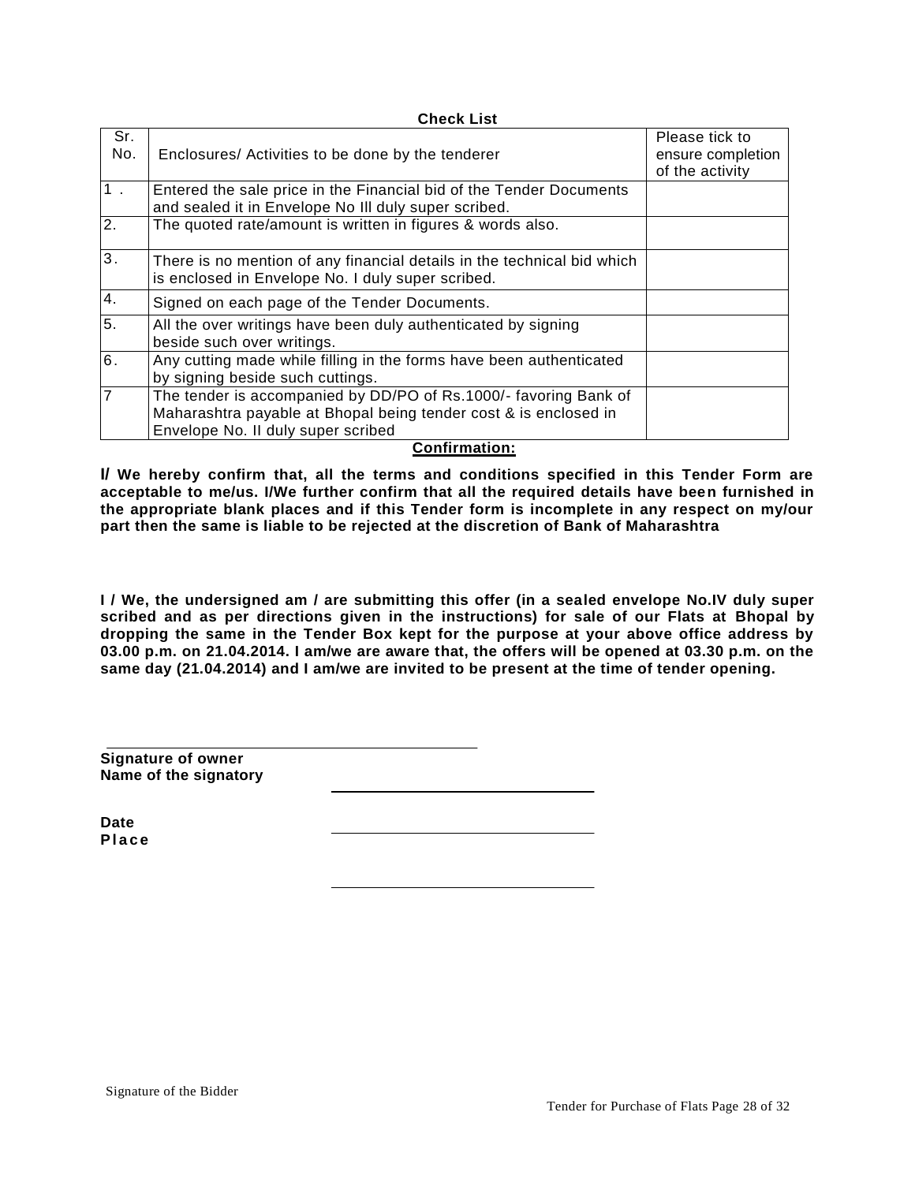**Check List**

| Sr. No. | Enclosures/ Activities to be done by the tenderer | Please tick to ensure completion of the activity |
|---|---|---|
| 1 . | Entered the sale price in the Financial bid of the Tender Documents and sealed it in Envelope No Ill duly super scribed. | |
| 2. | The quoted rate/amount is written in figures & words also. | |
| 3. | There is no mention of any financial details in the technical bid which is enclosed in Envelope No. I duly super scribed. | |
| 4. | Signed on each page of the Tender Documents. | |
| 5. | All the over writings have been duly authenticated by signing beside such over writings. | |
| 6. | Any cutting made while filling in the forms have been authenticated by signing beside such cuttings. | |
| 7 | The tender is accompanied by DD/PO of Rs.1000/- favoring Bank of Maharashtra payable at Bhopal being tender cost & is enclosed in Envelope No. II duly super scribed | |

**Confirmation:**

**I/ We hereby confirm that, all the terms and conditions specified in this Tender Form are acceptable to me/us. I/We further confirm that all the required details have been furnished in the appropriate blank places and if this Tender form is incomplete in any respect on my/our part then the same is liable to be rejected at the discretion of Bank of Maharashtra**

**I / We, the undersigned am / are submitting this offer (in a sealed envelope No.IV duly super scribed and as per directions given in the instructions) for sale of our Flats at Bhopal by dropping the same in the Tender Box kept for the purpose at your above office address by 03.00 p.m. on 21.04.2014. I am/we are aware that, the offers will be opened at 03.30 p.m. on the same day (21.04.2014) and I am/we are invited to be present at the time of tender opening.**

\_\_\_\_\_\_\_\_\_\_\_\_\_\_\_\_\_\_\_\_\_\_\_\_\_\_\_\_\_\_\_\_\_\_\_\_\_\_\_\_

**Signature of owner**

**Name of the signatory** \_\_\_\_\_\_\_\_\_\_\_\_\_\_\_\_\_\_\_\_\_\_\_\_\_\_\_\_

**Date** \_\_\_\_\_\_\_\_\_\_\_\_\_\_\_\_\_\_\_\_\_\_\_\_\_\_\_\_

**Place** \_\_\_\_\_\_\_\_\_\_\_\_\_\_\_\_\_\_\_\_\_\_\_\_\_\_\_\_

Signature of the Bidder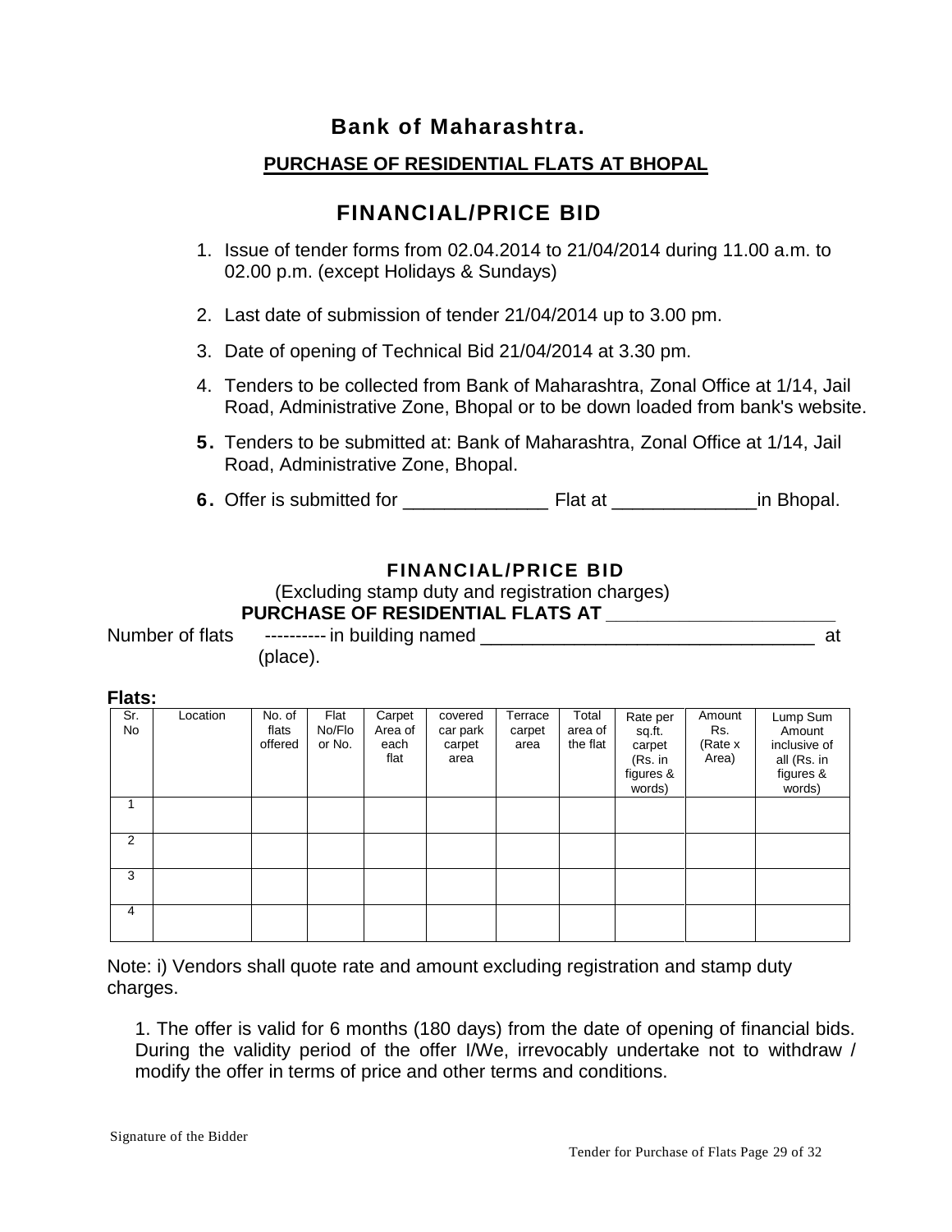# Bank of Maharashtra.

## PURCHASE OF RESIDENTIAL FLATS AT BHOPAL

## FINANCIAL/PRICE BID

1. Issue of tender forms from 02.04.2014 to 21/04/2014 during 11.00 a.m. to 02.00 p.m. (except Holidays & Sundays)
2. Last date of submission of tender 21/04/2014 up to 3.00 pm.
3. Date of opening of Technical Bid 21/04/2014 at 3.30 pm.
4. Tenders to be collected from Bank of Maharashtra, Zonal Office at 1/14, Jail Road, Administrative Zone, Bhopal or to be down loaded from bank's website.
5. Tenders to be submitted at: Bank of Maharashtra, Zonal Office at 1/14, Jail Road, Administrative Zone, Bhopal.
6. Offer is submitted for ______________ Flat at ______________in Bhopal.

### FINANCIAL/PRICE BID

(Excluding stamp duty and registration charges)

**PURCHASE OF RESIDENTIAL FLATS AT ______________________**

Number of flats ---------- in building named ________________________________ at (place).

**Flats:**

| Sr. No | Location | No. of flats offered | Flat No/Floor No. | Carpet Area of each flat | covered car park carpet area | Terrace carpet area | Total area of the flat | Rate per sq.ft. carpet (Rs. in figures & words) | Amount Rs. (Rate x Area) | Lump Sum Amount inclusive of all (Rs. in figures & words) |
|---|---|---|---|---|---|---|---|---|---|---|
| 1 | | | | | | | | | | |
| 2 | | | | | | | | | | |
| 3 | | | | | | | | | | |
| 4 | | | | | | | | | | |

Note: i) Vendors shall quote rate and amount excluding registration and stamp duty charges.

1. The offer is valid for 6 months (180 days) from the date of opening of financial bids. During the validity period of the offer I/We, irrevocably undertake not to withdraw / modify the offer in terms of price and other terms and conditions.

Signature of the Bidder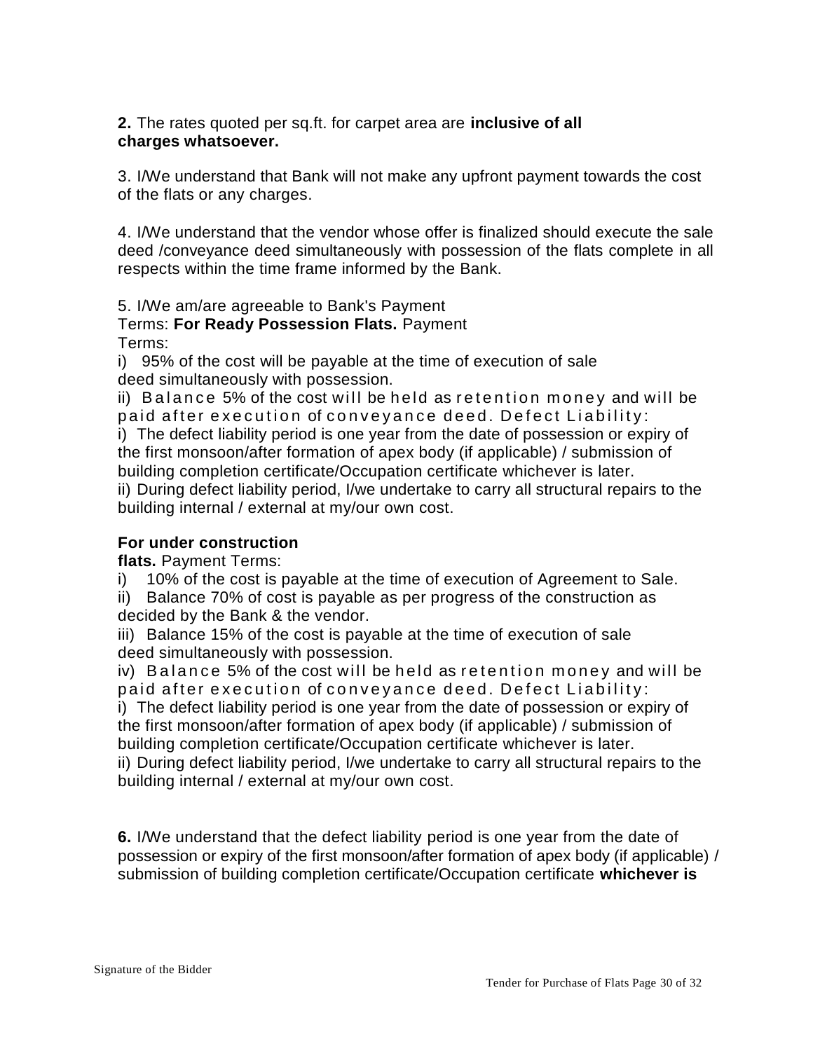**2.** The rates quoted per sq.ft. for carpet area are **inclusive of all charges whatsoever.**

3. I/We understand that Bank will not make any upfront payment towards the cost of the flats or any charges.

4. I/We understand that the vendor whose offer is finalized should execute the sale deed /conveyance deed simultaneously with possession of the flats complete in all respects within the time frame informed by the Bank.

5. I/We am/are agreeable to Bank's Payment Terms: **For Ready Possession Flats.** Payment Terms:

i) 95% of the cost will be payable at the time of execution of sale deed simultaneously with possession.

ii) Balance 5% of the cost will be held as retention money and will be paid after execution of conveyance deed. Defect Liability:

i) The defect liability period is one year from the date of possession or expiry of the first monsoon/after formation of apex body (if applicable) / submission of building completion certificate/Occupation certificate whichever is later.

ii) During defect liability period, I/we undertake to carry all structural repairs to the building internal / external at my/our own cost.

**For under construction flats.** Payment Terms:

i) 10% of the cost is payable at the time of execution of Agreement to Sale.

ii) Balance 70% of cost is payable as per progress of the construction as decided by the Bank & the vendor.

iii) Balance 15% of the cost is payable at the time of execution of sale deed simultaneously with possession.

iv) Balance 5% of the cost will be held as retention money and will be paid after execution of conveyance deed. Defect Liability:

i) The defect liability period is one year from the date of possession or expiry of the first monsoon/after formation of apex body (if applicable) / submission of building completion certificate/Occupation certificate whichever is later.

ii) During defect liability period, I/we undertake to carry all structural repairs to the building internal / external at my/our own cost.

**6.** I/We understand that the defect liability period is one year from the date of possession or expiry of the first monsoon/after formation of apex body (if applicable) / submission of building completion certificate/Occupation certificate **whichever is**

Signature of the Bidder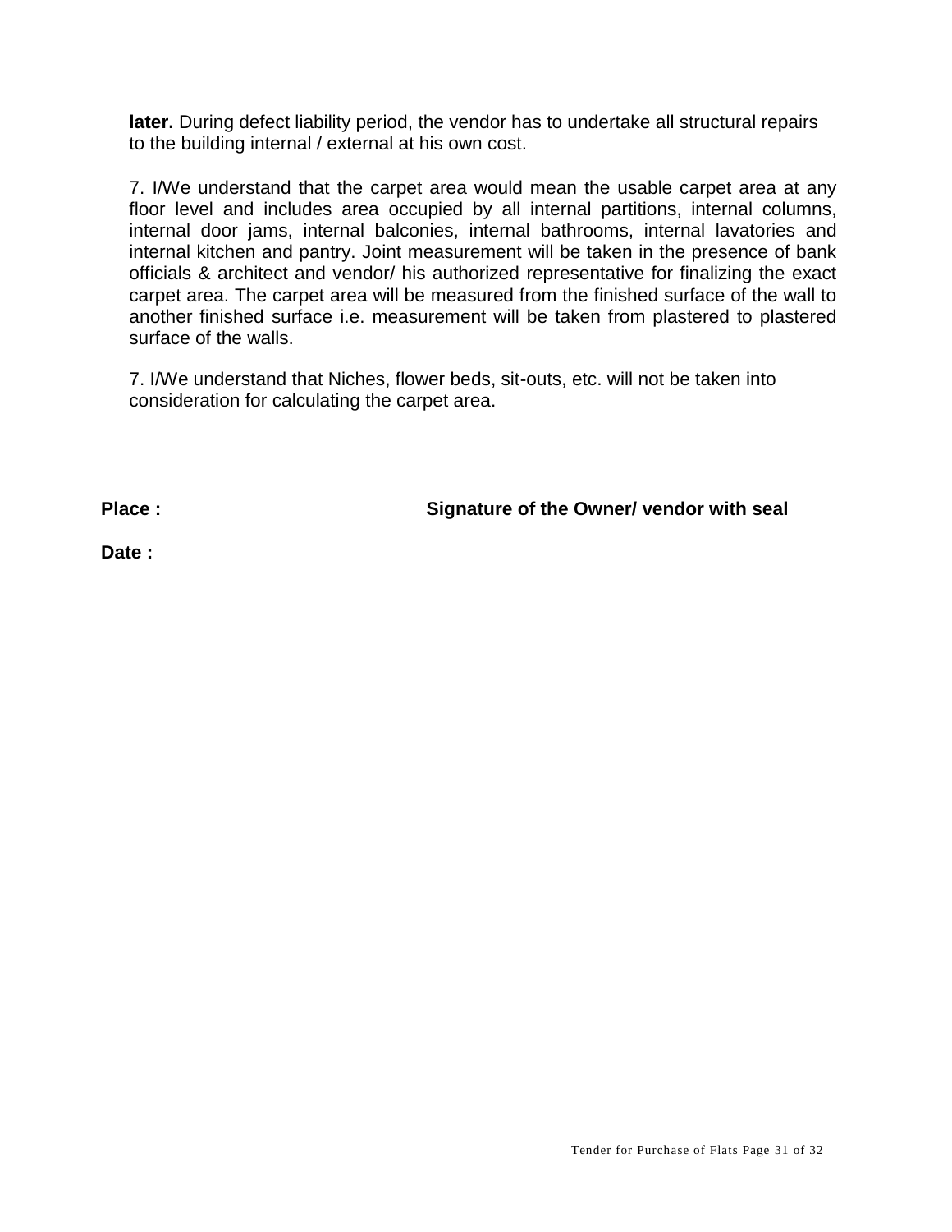**later.** During defect liability period, the vendor has to undertake all structural repairs to the building internal / external at his own cost.

7. I/We understand that the carpet area would mean the usable carpet area at any floor level and includes area occupied by all internal partitions, internal columns, internal door jams, internal balconies, internal bathrooms, internal lavatories and internal kitchen and pantry. Joint measurement will be taken in the presence of bank officials & architect and vendor/ his authorized representative for finalizing the exact carpet area. The carpet area will be measured from the finished surface of the wall to another finished surface i.e. measurement will be taken from plastered to plastered surface of the walls.

7. I/We understand that Niches, flower beds, sit-outs, etc. will not be taken into consideration for calculating the carpet area.

**Place :** **Signature of the Owner/ vendor with seal**

**Date :**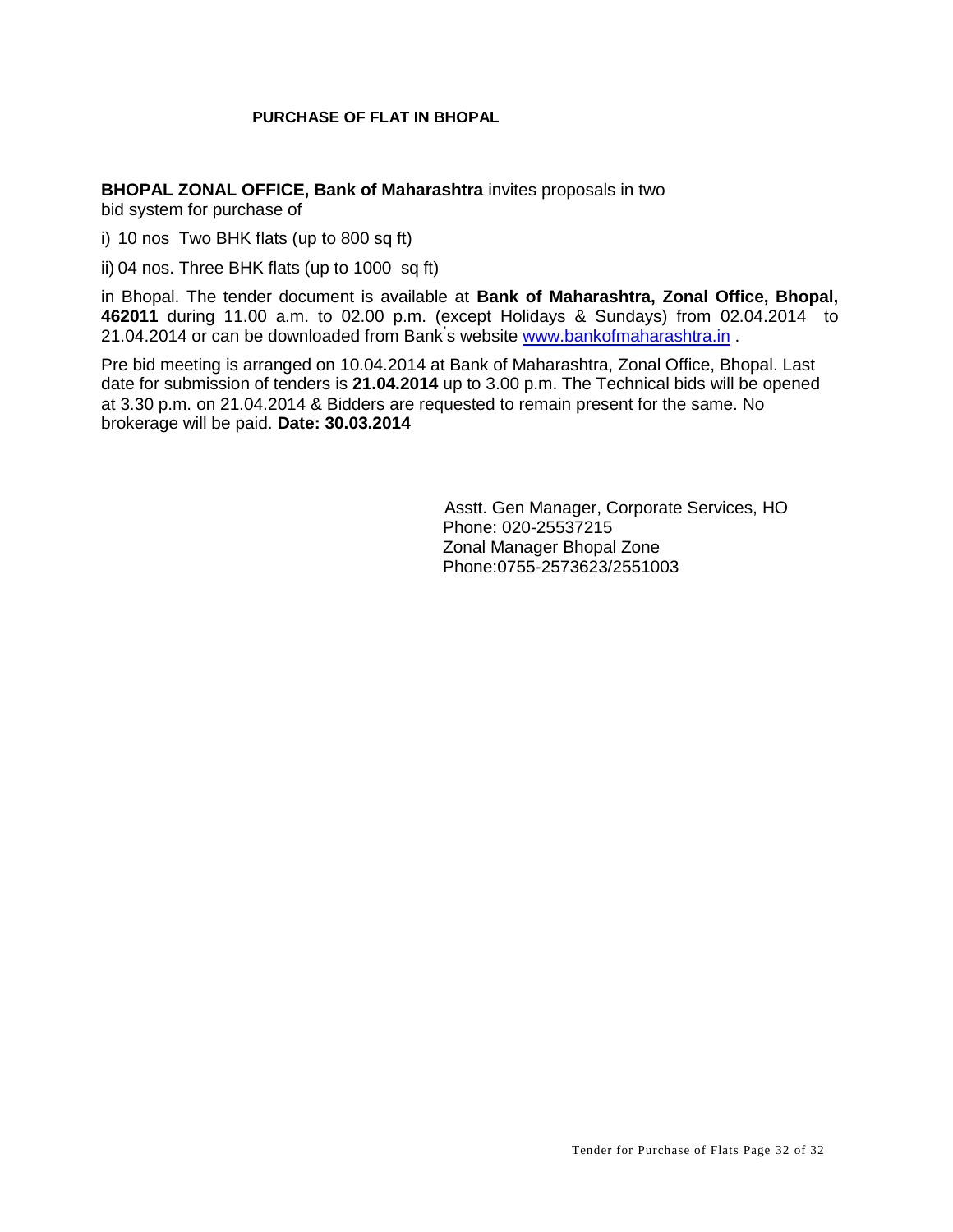## PURCHASE OF FLAT IN BHOPAL

**BHOPAL ZONAL OFFICE, Bank of Maharashtra** invites proposals in two bid system for purchase of

i) 10 nos Two BHK flats (up to 800 sq ft)

ii) 04 nos. Three BHK flats (up to 1000 sq ft)

in Bhopal. The tender document is available at **Bank of Maharashtra, Zonal Office, Bhopal, 462011** during 11.00 a.m. to 02.00 p.m. (except Holidays & Sundays) from 02.04.2014 to 21.04.2014 or can be downloaded from Bank's website www.bankofmaharashtra.in .

Pre bid meeting is arranged on 10.04.2014 at Bank of Maharashtra, Zonal Office, Bhopal. Last date for submission of tenders is **21.04.2014** up to 3.00 p.m. The Technical bids will be opened at 3.30 p.m. on 21.04.2014 & Bidders are requested to remain present for the same. No brokerage will be paid. **Date: 30.03.2014**

Asstt. Gen Manager, Corporate Services, HO
Phone: 020-25537215
Zonal Manager Bhopal Zone
Phone:0755-2573623/2551003